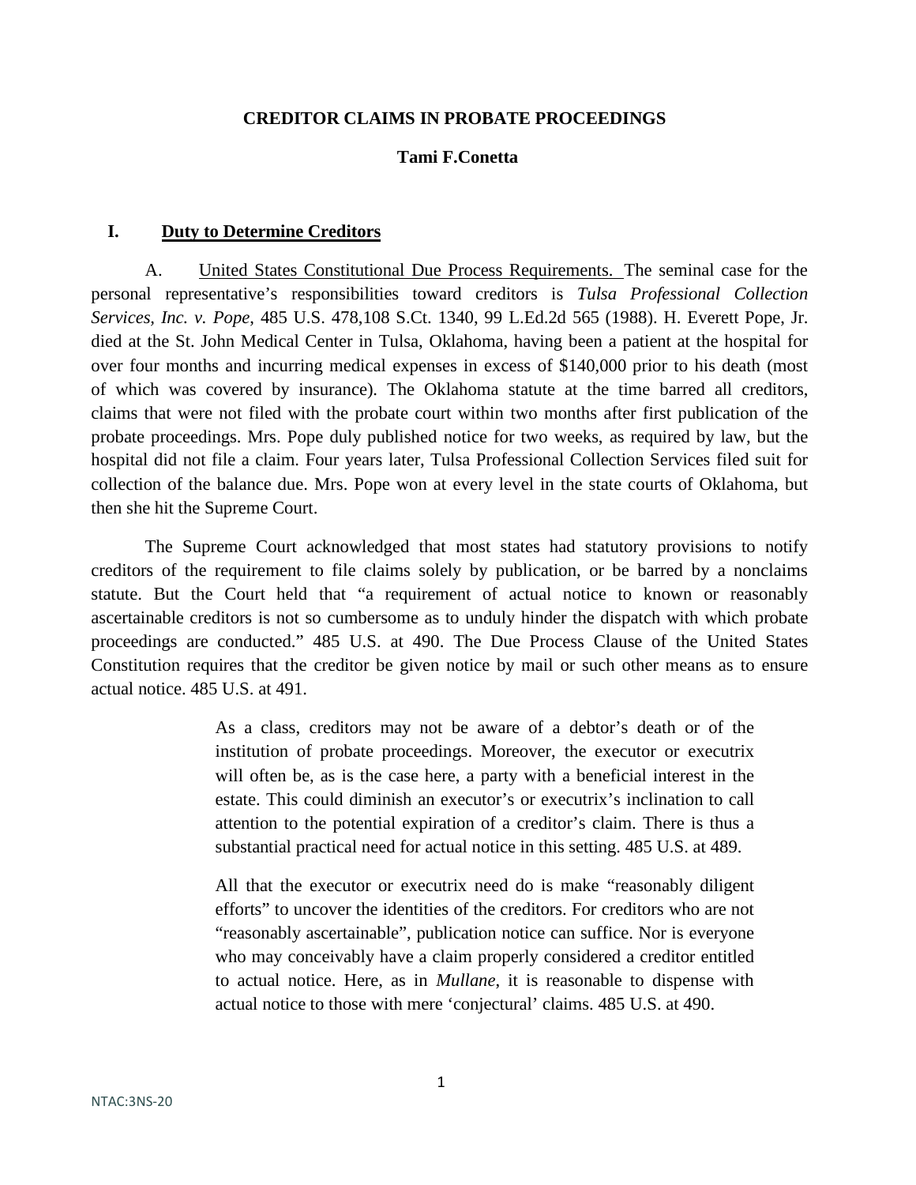**CREDITOR CLAIMS IN PROBATE PROCEEDINGS**

**Tami F.Conetta**

## I. Duty to Determine Creditors

A. United States Constitutional Due Process Requirements. The seminal case for the personal representative's responsibilities toward creditors is *Tulsa Professional Collection Services, Inc. v. Pope*, 485 U.S. 478,108 S.Ct. 1340, 99 L.Ed.2d 565 (1988). H. Everett Pope, Jr. died at the St. John Medical Center in Tulsa, Oklahoma, having been a patient at the hospital for over four months and incurring medical expenses in excess of $140,000 prior to his death (most of which was covered by insurance). The Oklahoma statute at the time barred all creditors, claims that were not filed with the probate court within two months after first publication of the probate proceedings. Mrs. Pope duly published notice for two weeks, as required by law, but the hospital did not file a claim. Four years later, Tulsa Professional Collection Services filed suit for collection of the balance due. Mrs. Pope won at every level in the state courts of Oklahoma, but then she hit the Supreme Court.

The Supreme Court acknowledged that most states had statutory provisions to notify creditors of the requirement to file claims solely by publication, or be barred by a nonclaims statute. But the Court held that "a requirement of actual notice to known or reasonably ascertainable creditors is not so cumbersome as to unduly hinder the dispatch with which probate proceedings are conducted." 485 U.S. at 490. The Due Process Clause of the United States Constitution requires that the creditor be given notice by mail or such other means as to ensure actual notice. 485 U.S. at 491.

> As a class, creditors may not be aware of a debtor's death or of the institution of probate proceedings. Moreover, the executor or executrix will often be, as is the case here, a party with a beneficial interest in the estate. This could diminish an executor's or executrix's inclination to call attention to the potential expiration of a creditor's claim. There is thus a substantial practical need for actual notice in this setting. 485 U.S. at 489.
>
> All that the executor or executrix need do is make "reasonably diligent efforts" to uncover the identities of the creditors. For creditors who are not "reasonably ascertainable", publication notice can suffice. Nor is everyone who may conceivably have a claim properly considered a creditor entitled to actual notice. Here, as in *Mullane*, it is reasonable to dispense with actual notice to those with mere 'conjectural' claims. 485 U.S. at 490.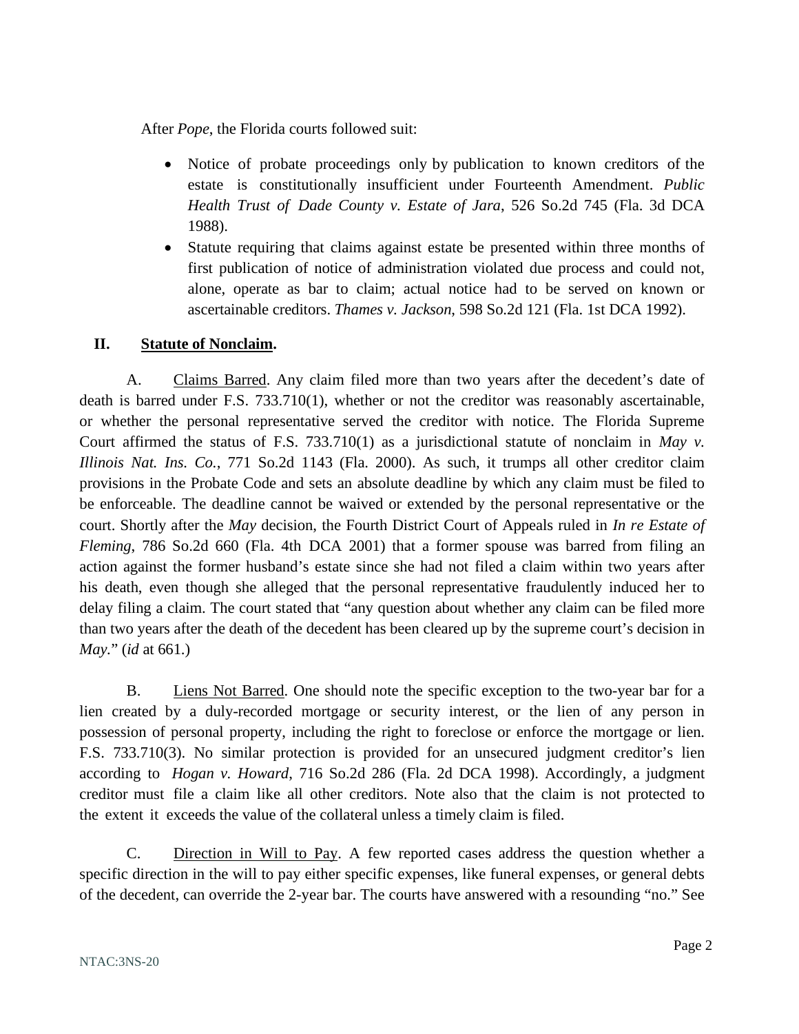After *Pope*, the Florida courts followed suit:

- Notice of probate proceedings only by publication to known creditors of the estate is constitutionally insufficient under Fourteenth Amendment. *Public Health Trust of Dade County v. Estate of Jara*, 526 So.2d 745 (Fla. 3d DCA 1988).
- Statute requiring that claims against estate be presented within three months of first publication of notice of administration violated due process and could not, alone, operate as bar to claim; actual notice had to be served on known or ascertainable creditors. *Thames v. Jackson*, 598 So.2d 121 (Fla. 1st DCA 1992).

## II. Statute of Nonclaim.

A. Claims Barred. Any claim filed more than two years after the decedent's date of death is barred under F.S. 733.710(1), whether or not the creditor was reasonably ascertainable, or whether the personal representative served the creditor with notice. The Florida Supreme Court affirmed the status of F.S. 733.710(1) as a jurisdictional statute of nonclaim in *May v. Illinois Nat. Ins. Co.*, 771 So.2d 1143 (Fla. 2000). As such, it trumps all other creditor claim provisions in the Probate Code and sets an absolute deadline by which any claim must be filed to be enforceable. The deadline cannot be waived or extended by the personal representative or the court. Shortly after the *May* decision, the Fourth District Court of Appeals ruled in *In re Estate of Fleming*, 786 So.2d 660 (Fla. 4th DCA 2001) that a former spouse was barred from filing an action against the former husband's estate since she had not filed a claim within two years after his death, even though she alleged that the personal representative fraudulently induced her to delay filing a claim. The court stated that "any question about whether any claim can be filed more than two years after the death of the decedent has been cleared up by the supreme court's decision in *May*." (*id* at 661.)

B. Liens Not Barred. One should note the specific exception to the two-year bar for a lien created by a duly-recorded mortgage or security interest, or the lien of any person in possession of personal property, including the right to foreclose or enforce the mortgage or lien. F.S. 733.710(3). No similar protection is provided for an unsecured judgment creditor's lien according to *Hogan v. Howard*, 716 So.2d 286 (Fla. 2d DCA 1998). Accordingly, a judgment creditor must file a claim like all other creditors. Note also that the claim is not protected to the extent it exceeds the value of the collateral unless a timely claim is filed.

C. Direction in Will to Pay. A few reported cases address the question whether a specific direction in the will to pay either specific expenses, like funeral expenses, or general debts of the decedent, can override the 2-year bar. The courts have answered with a resounding "no." See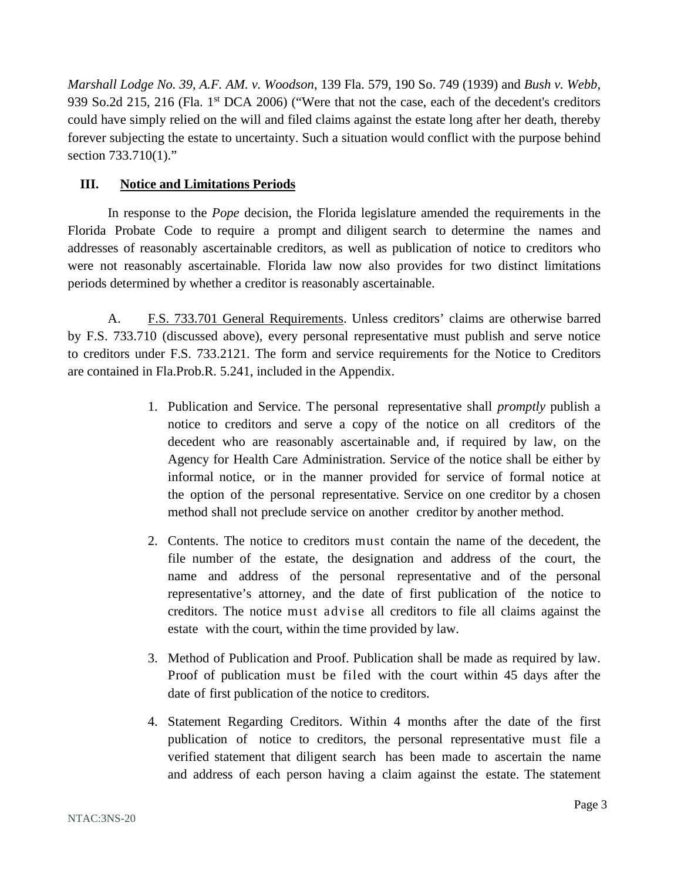*Marshall Lodge No. 39, A.F. AM. v. Woodson*, 139 Fla. 579, 190 So. 749 (1939) and *Bush v. Webb*, 939 So.2d 215, 216 (Fla. 1st DCA 2006) ("Were that not the case, each of the decedent's creditors could have simply relied on the will and filed claims against the estate long after her death, thereby forever subjecting the estate to uncertainty. Such a situation would conflict with the purpose behind section 733.710(1)."

## III. Notice and Limitations Periods

In response to the *Pope* decision, the Florida legislature amended the requirements in the Florida Probate Code to require a prompt and diligent search to determine the names and addresses of reasonably ascertainable creditors, as well as publication of notice to creditors who were not reasonably ascertainable. Florida law now also provides for two distinct limitations periods determined by whether a creditor is reasonably ascertainable.

A. F.S. 733.701 General Requirements. Unless creditors' claims are otherwise barred by F.S. 733.710 (discussed above), every personal representative must publish and serve notice to creditors under F.S. 733.2121. The form and service requirements for the Notice to Creditors are contained in Fla.Prob.R. 5.241, included in the Appendix.

1. Publication and Service. The personal representative shall *promptly* publish a notice to creditors and serve a copy of the notice on all creditors of the decedent who are reasonably ascertainable and, if required by law, on the Agency for Health Care Administration. Service of the notice shall be either by informal notice, or in the manner provided for service of formal notice at the option of the personal representative. Service on one creditor by a chosen method shall not preclude service on another creditor by another method.

2. Contents. The notice to creditors must contain the name of the decedent, the file number of the estate, the designation and address of the court, the name and address of the personal representative and of the personal representative's attorney, and the date of first publication of the notice to creditors. The notice must advise all creditors to file all claims against the estate with the court, within the time provided by law.

3. Method of Publication and Proof. Publication shall be made as required by law. Proof of publication must be filed with the court within 45 days after the date of first publication of the notice to creditors.

4. Statement Regarding Creditors. Within 4 months after the date of the first publication of notice to creditors, the personal representative must file a verified statement that diligent search has been made to ascertain the name and address of each person having a claim against the estate. The statement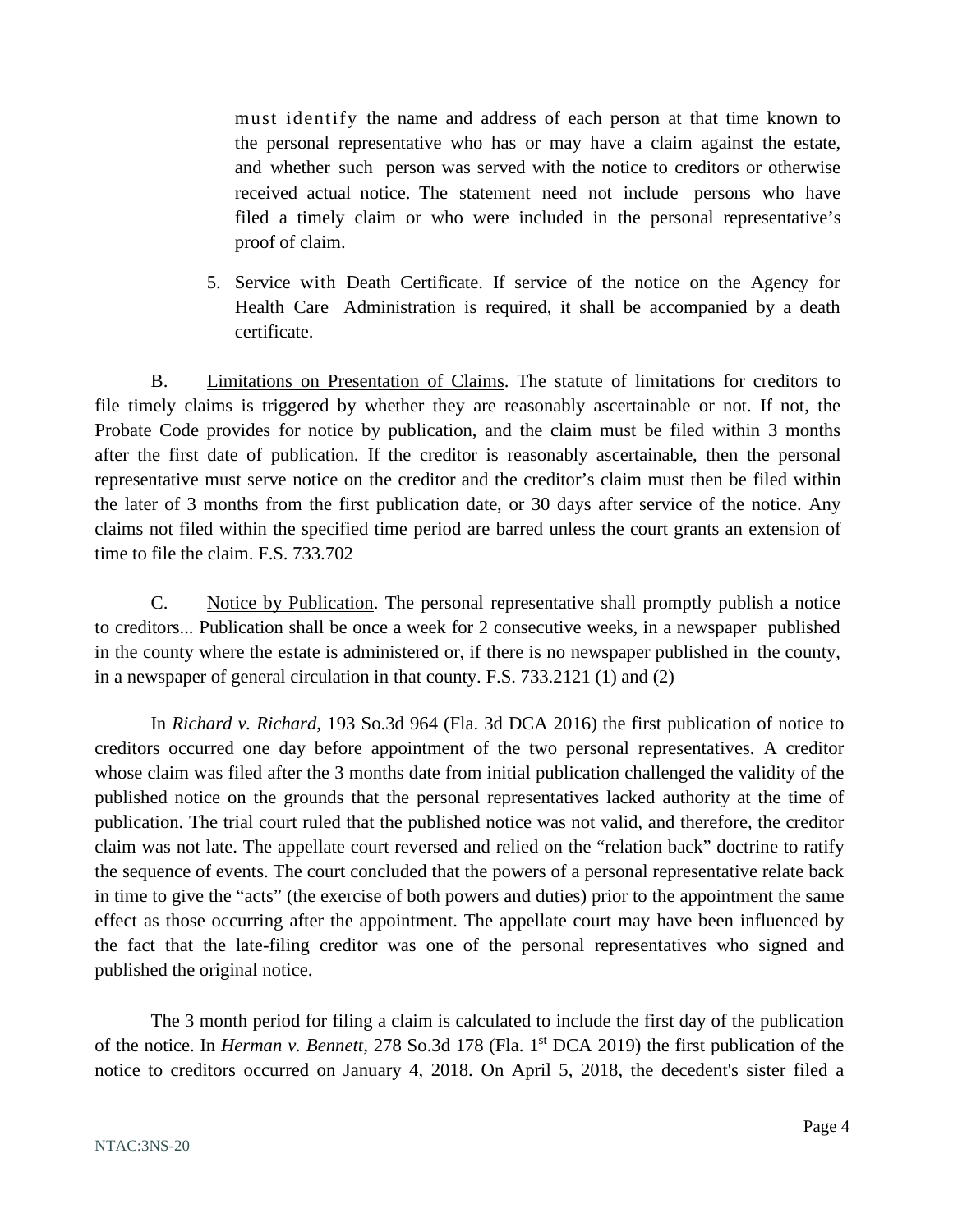must identify the name and address of each person at that time known to the personal representative who has or may have a claim against the estate, and whether such person was served with the notice to creditors or otherwise received actual notice. The statement need not include persons who have filed a timely claim or who were included in the personal representative's proof of claim.

5. Service with Death Certificate. If service of the notice on the Agency for Health Care Administration is required, it shall be accompanied by a death certificate.

B. Limitations on Presentation of Claims. The statute of limitations for creditors to file timely claims is triggered by whether they are reasonably ascertainable or not. If not, the Probate Code provides for notice by publication, and the claim must be filed within 3 months after the first date of publication. If the creditor is reasonably ascertainable, then the personal representative must serve notice on the creditor and the creditor's claim must then be filed within the later of 3 months from the first publication date, or 30 days after service of the notice. Any claims not filed within the specified time period are barred unless the court grants an extension of time to file the claim. F.S. 733.702

C. Notice by Publication. The personal representative shall promptly publish a notice to creditors... Publication shall be once a week for 2 consecutive weeks, in a newspaper published in the county where the estate is administered or, if there is no newspaper published in the county, in a newspaper of general circulation in that county. F.S. 733.2121 (1) and (2)

In *Richard v. Richard*, 193 So.3d 964 (Fla. 3d DCA 2016) the first publication of notice to creditors occurred one day before appointment of the two personal representatives. A creditor whose claim was filed after the 3 months date from initial publication challenged the validity of the published notice on the grounds that the personal representatives lacked authority at the time of publication. The trial court ruled that the published notice was not valid, and therefore, the creditor claim was not late. The appellate court reversed and relied on the "relation back" doctrine to ratify the sequence of events. The court concluded that the powers of a personal representative relate back in time to give the "acts" (the exercise of both powers and duties) prior to the appointment the same effect as those occurring after the appointment. The appellate court may have been influenced by the fact that the late-filing creditor was one of the personal representatives who signed and published the original notice.

The 3 month period for filing a claim is calculated to include the first day of the publication of the notice. In *Herman v. Bennett*, 278 So.3d 178 (Fla. 1st DCA 2019) the first publication of the notice to creditors occurred on January 4, 2018. On April 5, 2018, the decedent's sister filed a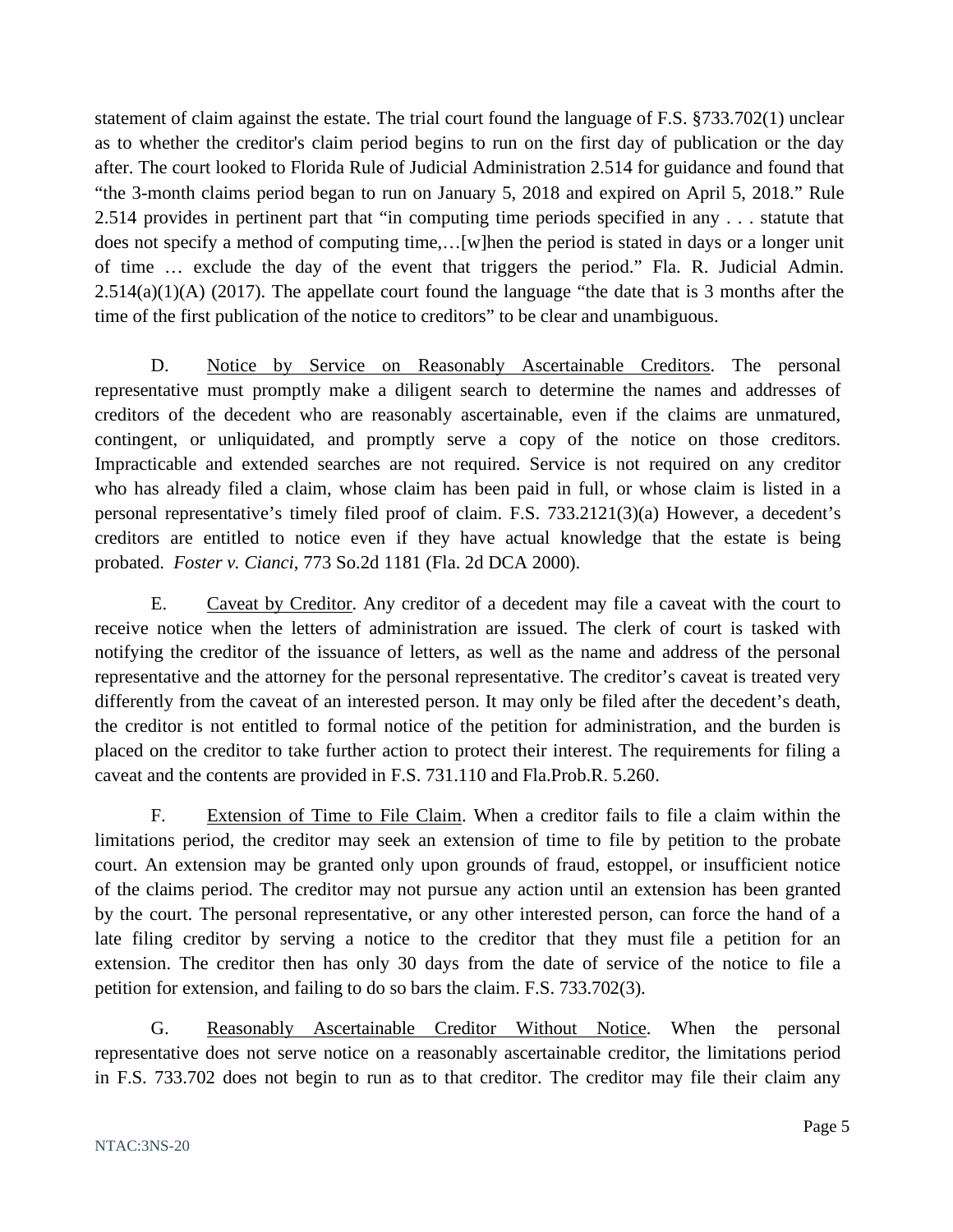statement of claim against the estate. The trial court found the language of F.S. §733.702(1) unclear as to whether the creditor's claim period begins to run on the first day of publication or the day after. The court looked to Florida Rule of Judicial Administration 2.514 for guidance and found that "the 3-month claims period began to run on January 5, 2018 and expired on April 5, 2018." Rule 2.514 provides in pertinent part that "in computing time periods specified in any . . . statute that does not specify a method of computing time,…[w]hen the period is stated in days or a longer unit of time … exclude the day of the event that triggers the period." Fla. R. Judicial Admin. 2.514(a)(1)(A) (2017). The appellate court found the language "the date that is 3 months after the time of the first publication of the notice to creditors" to be clear and unambiguous.

D. <u>Notice by Service on Reasonably Ascertainable Creditors</u>. The personal representative must promptly make a diligent search to determine the names and addresses of creditors of the decedent who are reasonably ascertainable, even if the claims are unmatured, contingent, or unliquidated, and promptly serve a copy of the notice on those creditors. Impracticable and extended searches are not required. Service is not required on any creditor who has already filed a claim, whose claim has been paid in full, or whose claim is listed in a personal representative's timely filed proof of claim. F.S. 733.2121(3)(a) However, a decedent's creditors are entitled to notice even if they have actual knowledge that the estate is being probated. *Foster v. Cianci*, 773 So.2d 1181 (Fla. 2d DCA 2000).

E. <u>Caveat by Creditor</u>. Any creditor of a decedent may file a caveat with the court to receive notice when the letters of administration are issued. The clerk of court is tasked with notifying the creditor of the issuance of letters, as well as the name and address of the personal representative and the attorney for the personal representative. The creditor's caveat is treated very differently from the caveat of an interested person. It may only be filed after the decedent's death, the creditor is not entitled to formal notice of the petition for administration, and the burden is placed on the creditor to take further action to protect their interest. The requirements for filing a caveat and the contents are provided in F.S. 731.110 and Fla.Prob.R. 5.260.

F. <u>Extension of Time to File Claim</u>. When a creditor fails to file a claim within the limitations period, the creditor may seek an extension of time to file by petition to the probate court. An extension may be granted only upon grounds of fraud, estoppel, or insufficient notice of the claims period. The creditor may not pursue any action until an extension has been granted by the court. The personal representative, or any other interested person, can force the hand of a late filing creditor by serving a notice to the creditor that they must file a petition for an extension. The creditor then has only 30 days from the date of service of the notice to file a petition for extension, and failing to do so bars the claim. F.S. 733.702(3).

G. <u>Reasonably Ascertainable Creditor Without Notice</u>. When the personal representative does not serve notice on a reasonably ascertainable creditor, the limitations period in F.S. 733.702 does not begin to run as to that creditor. The creditor may file their claim any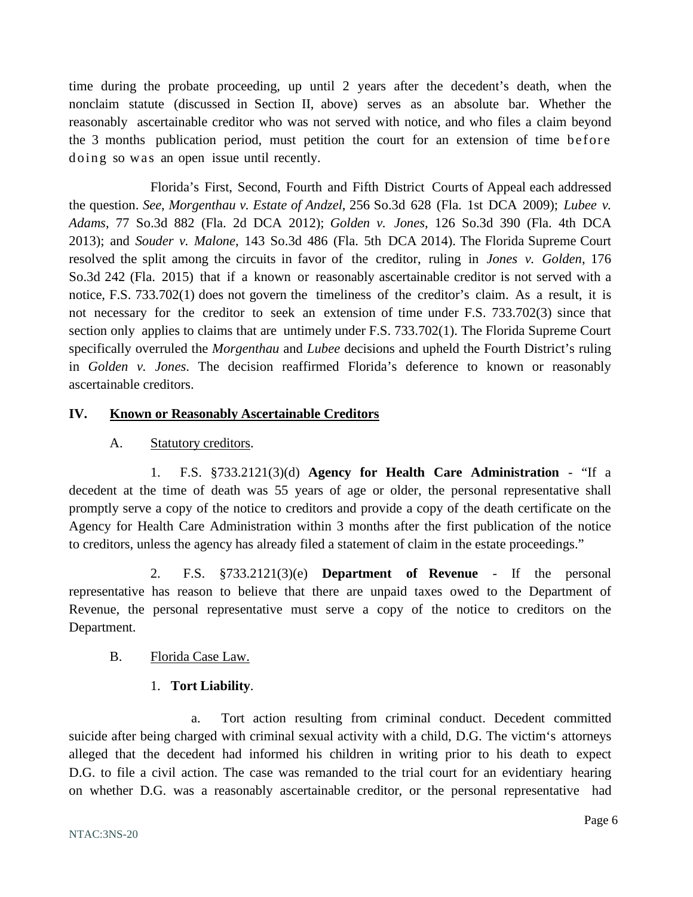time during the probate proceeding, up until 2 years after the decedent's death, when the nonclaim statute (discussed in Section II, above) serves as an absolute bar. Whether the reasonably ascertainable creditor who was not served with notice, and who files a claim beyond the 3 months publication period, must petition the court for an extension of time before doing so was an open issue until recently.

Florida's First, Second, Fourth and Fifth District Courts of Appeal each addressed the question. *See*, *Morgenthau v. Estate of Andzel*, 256 So.3d 628 (Fla. 1st DCA 2009); *Lubee v. Adams*, 77 So.3d 882 (Fla. 2d DCA 2012); *Golden v. Jones*, 126 So.3d 390 (Fla. 4th DCA 2013); and *Souder v. Malone*, 143 So.3d 486 (Fla. 5th DCA 2014). The Florida Supreme Court resolved the split among the circuits in favor of the creditor, ruling in *Jones v. Golden*, 176 So.3d 242 (Fla. 2015) that if a known or reasonably ascertainable creditor is not served with a notice, F.S. 733.702(1) does not govern the timeliness of the creditor's claim. As a result, it is not necessary for the creditor to seek an extension of time under F.S. 733.702(3) since that section only applies to claims that are untimely under F.S. 733.702(1). The Florida Supreme Court specifically overruled the *Morgenthau* and *Lubee* decisions and upheld the Fourth District's ruling in *Golden v. Jones*. The decision reaffirmed Florida's deference to known or reasonably ascertainable creditors.

## IV. Known or Reasonably Ascertainable Creditors

### A. Statutory creditors.

1. F.S. §733.2121(3)(d) **Agency for Health Care Administration** - "If a decedent at the time of death was 55 years of age or older, the personal representative shall promptly serve a copy of the notice to creditors and provide a copy of the death certificate on the Agency for Health Care Administration within 3 months after the first publication of the notice to creditors, unless the agency has already filed a statement of claim in the estate proceedings."

2. F.S. §733.2121(3)(e) **Department of Revenue** - If the personal representative has reason to believe that there are unpaid taxes owed to the Department of Revenue, the personal representative must serve a copy of the notice to creditors on the Department.

### B. Florida Case Law.

1. **Tort Liability**.

a. Tort action resulting from criminal conduct. Decedent committed suicide after being charged with criminal sexual activity with a child, D.G. The victim's attorneys alleged that the decedent had informed his children in writing prior to his death to expect D.G. to file a civil action. The case was remanded to the trial court for an evidentiary hearing on whether D.G. was a reasonably ascertainable creditor, or the personal representative had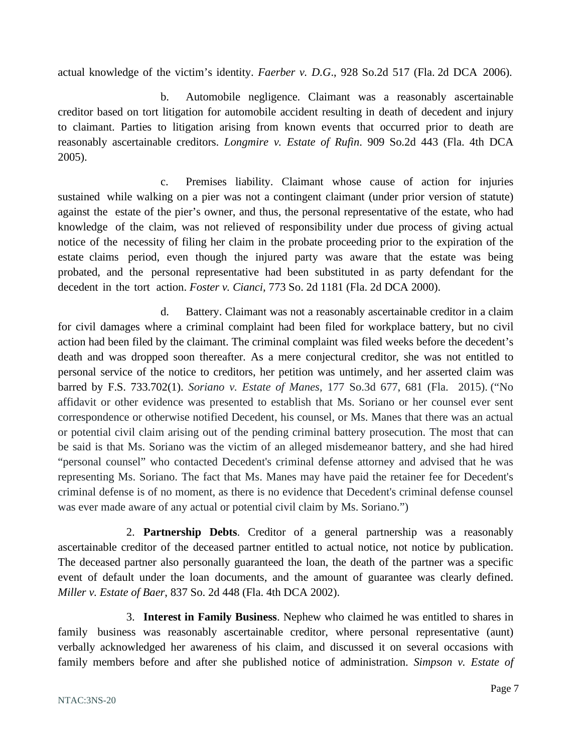actual knowledge of the victim's identity. *Faerber v. D.G*., 928 So.2d 517 (Fla. 2d DCA 2006).

b. Automobile negligence. Claimant was a reasonably ascertainable creditor based on tort litigation for automobile accident resulting in death of decedent and injury to claimant. Parties to litigation arising from known events that occurred prior to death are reasonably ascertainable creditors. *Longmire v. Estate of Rufin*. 909 So.2d 443 (Fla. 4th DCA 2005).

c. Premises liability. Claimant whose cause of action for injuries sustained while walking on a pier was not a contingent claimant (under prior version of statute) against the estate of the pier's owner, and thus, the personal representative of the estate, who had knowledge of the claim, was not relieved of responsibility under due process of giving actual notice of the necessity of filing her claim in the probate proceeding prior to the expiration of the estate claims period, even though the injured party was aware that the estate was being probated, and the personal representative had been substituted in as party defendant for the decedent in the tort action. *Foster v. Cianci,* 773 So. 2d 1181 (Fla. 2d DCA 2000).

d. Battery. Claimant was not a reasonably ascertainable creditor in a claim for civil damages where a criminal complaint had been filed for workplace battery, but no civil action had been filed by the claimant. The criminal complaint was filed weeks before the decedent's death and was dropped soon thereafter. As a mere conjectural creditor, she was not entitled to personal service of the notice to creditors, her petition was untimely, and her asserted claim was barred by F.S. 733.702(1). *Soriano v. Estate of Manes*, 177 So.3d 677, 681 (Fla. 2015). ("No affidavit or other evidence was presented to establish that Ms. Soriano or her counsel ever sent correspondence or otherwise notified Decedent, his counsel, or Ms. Manes that there was an actual or potential civil claim arising out of the pending criminal battery prosecution. The most that can be said is that Ms. Soriano was the victim of an alleged misdemeanor battery, and she had hired "personal counsel" who contacted Decedent's criminal defense attorney and advised that he was representing Ms. Soriano. The fact that Ms. Manes may have paid the retainer fee for Decedent's criminal defense is of no moment, as there is no evidence that Decedent's criminal defense counsel was ever made aware of any actual or potential civil claim by Ms. Soriano.")

2. **Partnership Debts**. Creditor of a general partnership was a reasonably ascertainable creditor of the deceased partner entitled to actual notice, not notice by publication. The deceased partner also personally guaranteed the loan, the death of the partner was a specific event of default under the loan documents, and the amount of guarantee was clearly defined. *Miller v. Estate of Baer*, 837 So. 2d 448 (Fla. 4th DCA 2002).

3. **Interest in Family Business**. Nephew who claimed he was entitled to shares in family business was reasonably ascertainable creditor, where personal representative (aunt) verbally acknowledged her awareness of his claim, and discussed it on several occasions with family members before and after she published notice of administration. *Simpson v. Estate of*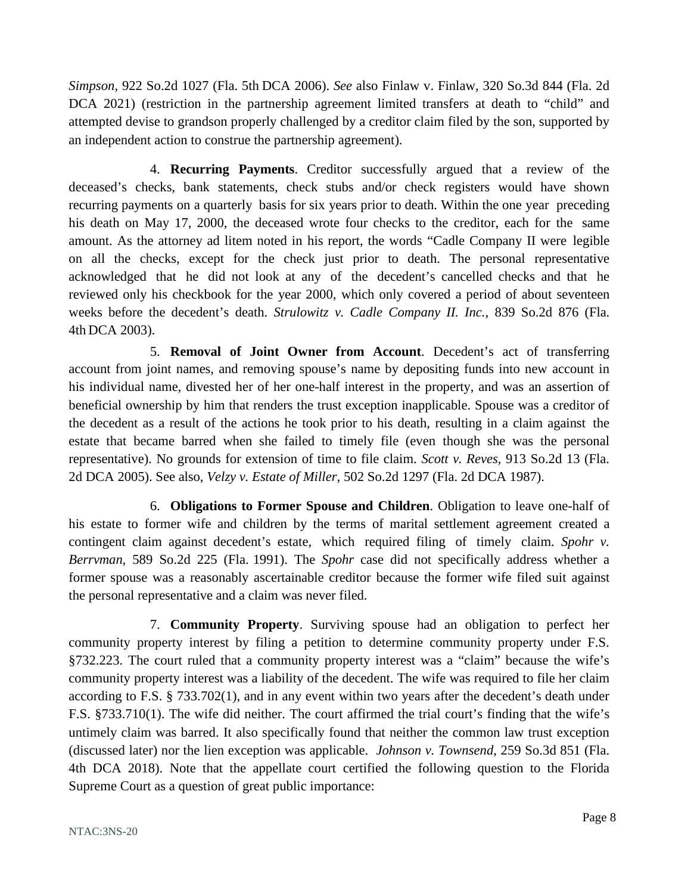*Simpson*, 922 So.2d 1027 (Fla. 5th DCA 2006). *See* also Finlaw v. Finlaw, 320 So.3d 844 (Fla. 2d DCA 2021) (restriction in the partnership agreement limited transfers at death to "child" and attempted devise to grandson properly challenged by a creditor claim filed by the son, supported by an independent action to construe the partnership agreement).

4. **Recurring Payments**. Creditor successfully argued that a review of the deceased's checks, bank statements, check stubs and/or check registers would have shown recurring payments on a quarterly basis for six years prior to death. Within the one year preceding his death on May 17, 2000, the deceased wrote four checks to the creditor, each for the same amount. As the attorney ad litem noted in his report, the words "Cadle Company II were legible on all the checks, except for the check just prior to death. The personal representative acknowledged that he did not look at any of the decedent's cancelled checks and that he reviewed only his checkbook for the year 2000, which only covered a period of about seventeen weeks before the decedent's death. *Strulowitz v. Cadle Company II. Inc.*, 839 So.2d 876 (Fla. 4th DCA 2003).

5. **Removal of Joint Owner from Account**. Decedent's act of transferring account from joint names, and removing spouse's name by depositing funds into new account in his individual name, divested her of her one-half interest in the property, and was an assertion of beneficial ownership by him that renders the trust exception inapplicable. Spouse was a creditor of the decedent as a result of the actions he took prior to his death, resulting in a claim against the estate that became barred when she failed to timely file (even though she was the personal representative). No grounds for extension of time to file claim. *Scott v. Reves*, 913 So.2d 13 (Fla. 2d DCA 2005). See also, *Velzy v. Estate of Miller*, 502 So.2d 1297 (Fla. 2d DCA 1987).

6. **Obligations to Former Spouse and Children**. Obligation to leave one-half of his estate to former wife and children by the terms of marital settlement agreement created a contingent claim against decedent's estate, which required filing of timely claim. *Spohr v. Berrvman*, 589 So.2d 225 (Fla. 1991). The *Spohr* case did not specifically address whether a former spouse was a reasonably ascertainable creditor because the former wife filed suit against the personal representative and a claim was never filed.

7. **Community Property**. Surviving spouse had an obligation to perfect her community property interest by filing a petition to determine community property under F.S. §732.223. The court ruled that a community property interest was a "claim" because the wife's community property interest was a liability of the decedent. The wife was required to file her claim according to F.S. § 733.702(1), and in any event within two years after the decedent's death under F.S. §733.710(1). The wife did neither. The court affirmed the trial court's finding that the wife's untimely claim was barred. It also specifically found that neither the common law trust exception (discussed later) nor the lien exception was applicable. *Johnson v. Townsend*, 259 So.3d 851 (Fla. 4th DCA 2018). Note that the appellate court certified the following question to the Florida Supreme Court as a question of great public importance: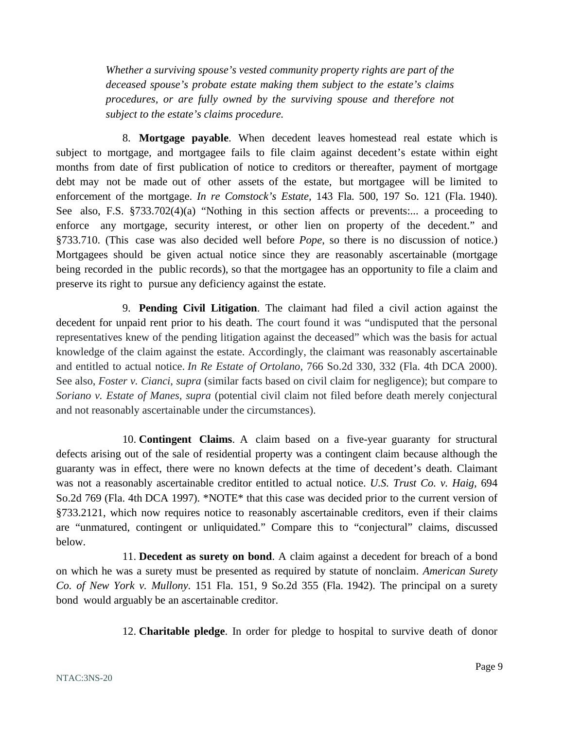*Whether a surviving spouse's vested community property rights are part of the deceased spouse's probate estate making them subject to the estate's claims procedures, or are fully owned by the surviving spouse and therefore not subject to the estate's claims procedure.*

8. **Mortgage payable**. When decedent leaves homestead real estate which is subject to mortgage, and mortgagee fails to file claim against decedent's estate within eight months from date of first publication of notice to creditors or thereafter, payment of mortgage debt may not be made out of other assets of the estate, but mortgagee will be limited to enforcement of the mortgage. *In re Comstock's Estate,* 143 Fla. 500, 197 So. 121 (Fla. 1940). See also, F.S. §733.702(4)(a) "Nothing in this section affects or prevents:... a proceeding to enforce any mortgage, security interest, or other lien on property of the decedent." and §733.710. (This case was also decided well before *Pope*, so there is no discussion of notice.) Mortgagees should be given actual notice since they are reasonably ascertainable (mortgage being recorded in the public records), so that the mortgagee has an opportunity to file a claim and preserve its right to pursue any deficiency against the estate.

9. **Pending Civil Litigation**. The claimant had filed a civil action against the decedent for unpaid rent prior to his death. The court found it was "undisputed that the personal representatives knew of the pending litigation against the deceased" which was the basis for actual knowledge of the claim against the estate. Accordingly, the claimant was reasonably ascertainable and entitled to actual notice. *In Re Estate of Ortolano*, 766 So.2d 330, 332 (Fla. 4th DCA 2000). See also, *Foster v. Cianci*, *supra* (similar facts based on civil claim for negligence); but compare to *Soriano v. Estate of Manes, supra* (potential civil claim not filed before death merely conjectural and not reasonably ascertainable under the circumstances).

10. **Contingent Claims**. A claim based on a five-year guaranty for structural defects arising out of the sale of residential property was a contingent claim because although the guaranty was in effect, there were no known defects at the time of decedent's death. Claimant was not a reasonably ascertainable creditor entitled to actual notice. *U.S. Trust Co. v. Haig,* 694 So.2d 769 (Fla. 4th DCA 1997). *NOTE* that this case was decided prior to the current version of §733.2121, which now requires notice to reasonably ascertainable creditors, even if their claims are "unmatured, contingent or unliquidated." Compare this to "conjectural" claims, discussed below.

11. **Decedent as surety on bond**. A claim against a decedent for breach of a bond on which he was a surety must be presented as required by statute of nonclaim. *American Surety Co. of New York v. Mullony.* 151 Fla. 151, 9 So.2d 355 (Fla. 1942). The principal on a surety bond would arguably be an ascertainable creditor.

12. **Charitable pledge**. In order for pledge to hospital to survive death of donor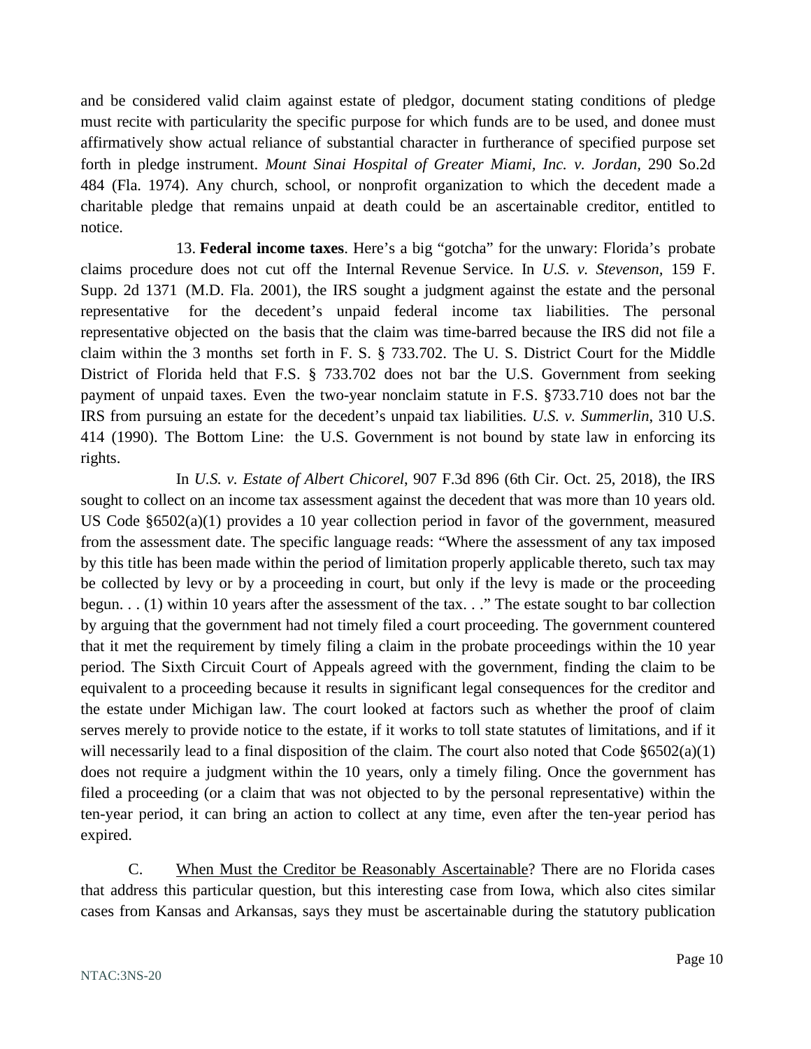and be considered valid claim against estate of pledgor, document stating conditions of pledge must recite with particularity the specific purpose for which funds are to be used, and donee must affirmatively show actual reliance of substantial character in furtherance of specified purpose set forth in pledge instrument. *Mount Sinai Hospital of Greater Miami, Inc. v. Jordan*, 290 So.2d 484 (Fla. 1974). Any church, school, or nonprofit organization to which the decedent made a charitable pledge that remains unpaid at death could be an ascertainable creditor, entitled to notice.

13. **Federal income taxes**. Here's a big "gotcha" for the unwary: Florida's probate claims procedure does not cut off the Internal Revenue Service. In *U.S. v. Stevenson*, 159 F. Supp. 2d 1371 (M.D. Fla. 2001), the IRS sought a judgment against the estate and the personal representative for the decedent's unpaid federal income tax liabilities. The personal representative objected on the basis that the claim was time-barred because the IRS did not file a claim within the 3 months set forth in F. S. § 733.702. The U. S. District Court for the Middle District of Florida held that F.S. § 733.702 does not bar the U.S. Government from seeking payment of unpaid taxes. Even the two-year nonclaim statute in F.S. §733.710 does not bar the IRS from pursuing an estate for the decedent's unpaid tax liabilities. *U.S. v. Summerlin*, 310 U.S. 414 (1990). The Bottom Line: the U.S. Government is not bound by state law in enforcing its rights.

In *U.S. v. Estate of Albert Chicorel*, 907 F.3d 896 (6th Cir. Oct. 25, 2018), the IRS sought to collect on an income tax assessment against the decedent that was more than 10 years old. US Code §6502(a)(1) provides a 10 year collection period in favor of the government, measured from the assessment date. The specific language reads: "Where the assessment of any tax imposed by this title has been made within the period of limitation properly applicable thereto, such tax may be collected by levy or by a proceeding in court, but only if the levy is made or the proceeding begun. . . (1) within 10 years after the assessment of the tax. . ." The estate sought to bar collection by arguing that the government had not timely filed a court proceeding. The government countered that it met the requirement by timely filing a claim in the probate proceedings within the 10 year period. The Sixth Circuit Court of Appeals agreed with the government, finding the claim to be equivalent to a proceeding because it results in significant legal consequences for the creditor and the estate under Michigan law. The court looked at factors such as whether the proof of claim serves merely to provide notice to the estate, if it works to toll state statutes of limitations, and if it will necessarily lead to a final disposition of the claim. The court also noted that Code §6502(a)(1) does not require a judgment within the 10 years, only a timely filing. Once the government has filed a proceeding (or a claim that was not objected to by the personal representative) within the ten-year period, it can bring an action to collect at any time, even after the ten-year period has expired.

C. When Must the Creditor be Reasonably Ascertainable? There are no Florida cases that address this particular question, but this interesting case from Iowa, which also cites similar cases from Kansas and Arkansas, says they must be ascertainable during the statutory publication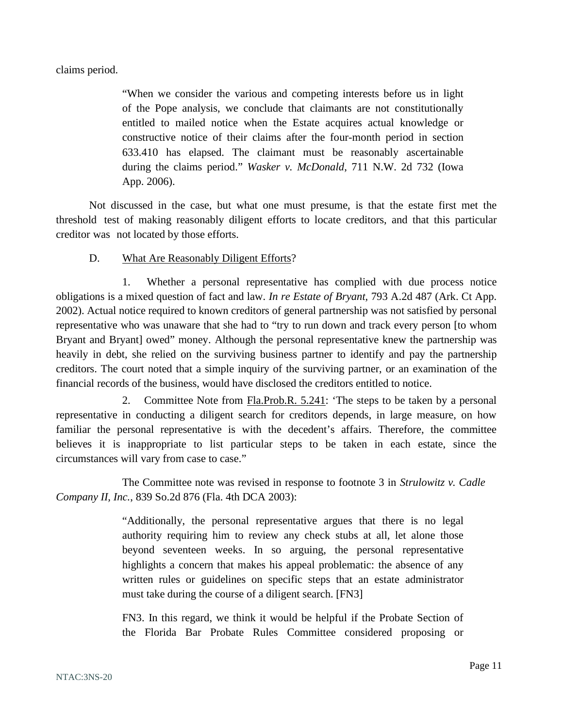claims period.

> "When we consider the various and competing interests before us in light of the Pope analysis, we conclude that claimants are not constitutionally entitled to mailed notice when the Estate acquires actual knowledge or constructive notice of their claims after the four-month period in section 633.410 has elapsed. The claimant must be reasonably ascertainable during the claims period." *Wasker v. McDonald*, 711 N.W. 2d 732 (Iowa App. 2006).

Not discussed in the case, but what one must presume, is that the estate first met the threshold test of making reasonably diligent efforts to locate creditors, and that this particular creditor was not located by those efforts.

D. <u>What Are Reasonably Diligent Efforts</u>?

1. Whether a personal representative has complied with due process notice obligations is a mixed question of fact and law. *In re Estate of Bryant*, 793 A.2d 487 (Ark. Ct App. 2002). Actual notice required to known creditors of general partnership was not satisfied by personal representative who was unaware that she had to "try to run down and track every person [to whom Bryant and Bryant] owed" money. Although the personal representative knew the partnership was heavily in debt, she relied on the surviving business partner to identify and pay the partnership creditors. The court noted that a simple inquiry of the surviving partner, or an examination of the financial records of the business, would have disclosed the creditors entitled to notice.

2. Committee Note from <u>Fla.Prob.R. 5.241</u>: 'The steps to be taken by a personal representative in conducting a diligent search for creditors depends, in large measure, on how familiar the personal representative is with the decedent's affairs. Therefore, the committee believes it is inappropriate to list particular steps to be taken in each estate, since the circumstances will vary from case to case."

The Committee note was revised in response to footnote 3 in *Strulowitz v. Cadle Company II, Inc.*, 839 So.2d 876 (Fla. 4th DCA 2003):

> "Additionally, the personal representative argues that there is no legal authority requiring him to review any check stubs at all, let alone those beyond seventeen weeks. In so arguing, the personal representative highlights a concern that makes his appeal problematic: the absence of any written rules or guidelines on specific steps that an estate administrator must take during the course of a diligent search. [FN3]
>
> FN3. In this regard, we think it would be helpful if the Probate Section of the Florida Bar Probate Rules Committee considered proposing or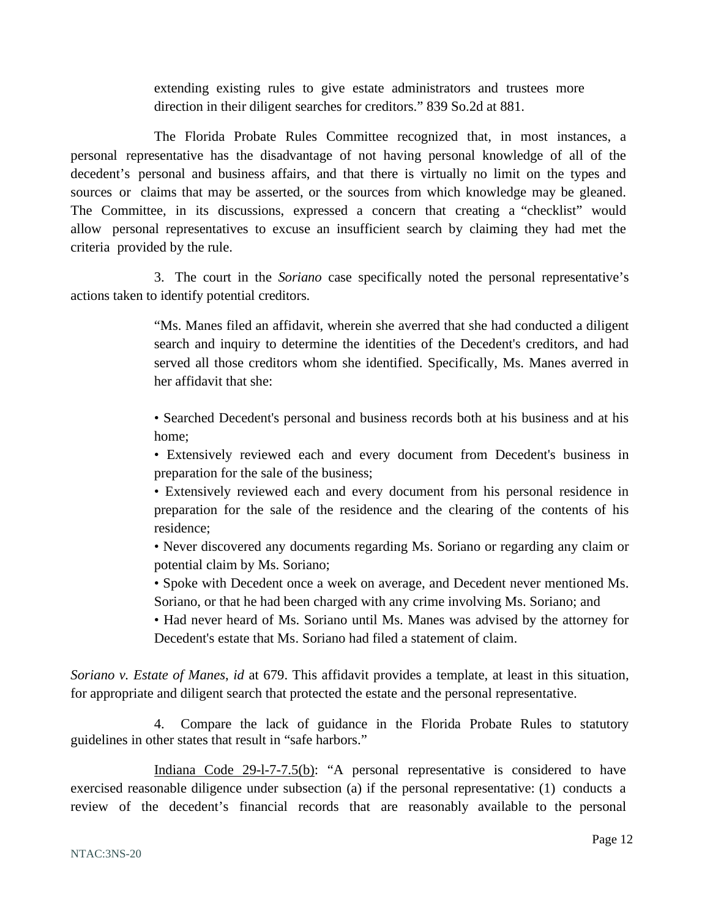> extending existing rules to give estate administrators and trustees more direction in their diligent searches for creditors." 839 So.2d at 881.

The Florida Probate Rules Committee recognized that, in most instances, a personal representative has the disadvantage of not having personal knowledge of all of the decedent's personal and business affairs, and that there is virtually no limit on the types and sources or claims that may be asserted, or the sources from which knowledge may be gleaned. The Committee, in its discussions, expressed a concern that creating a "checklist" would allow personal representatives to excuse an insufficient search by claiming they had met the criteria provided by the rule.

3. The court in the *Soriano* case specifically noted the personal representative's actions taken to identify potential creditors.

> "Ms. Manes filed an affidavit, wherein she averred that she had conducted a diligent search and inquiry to determine the identities of the Decedent's creditors, and had served all those creditors whom she identified. Specifically, Ms. Manes averred in her affidavit that she:
>
> • Searched Decedent's personal and business records both at his business and at his home;
>
> • Extensively reviewed each and every document from Decedent's business in preparation for the sale of the business;
>
> • Extensively reviewed each and every document from his personal residence in preparation for the sale of the residence and the clearing of the contents of his residence;
>
> • Never discovered any documents regarding Ms. Soriano or regarding any claim or potential claim by Ms. Soriano;
>
> • Spoke with Decedent once a week on average, and Decedent never mentioned Ms. Soriano, or that he had been charged with any crime involving Ms. Soriano; and
>
> • Had never heard of Ms. Soriano until Ms. Manes was advised by the attorney for Decedent's estate that Ms. Soriano had filed a statement of claim.

*Soriano v. Estate of Manes*, *id* at 679. This affidavit provides a template, at least in this situation, for appropriate and diligent search that protected the estate and the personal representative.

4. Compare the lack of guidance in the Florida Probate Rules to statutory guidelines in other states that result in "safe harbors."

Indiana Code 29-l-7-7.5(b): "A personal representative is considered to have exercised reasonable diligence under subsection (a) if the personal representative: (1) conducts a review of the decedent's financial records that are reasonably available to the personal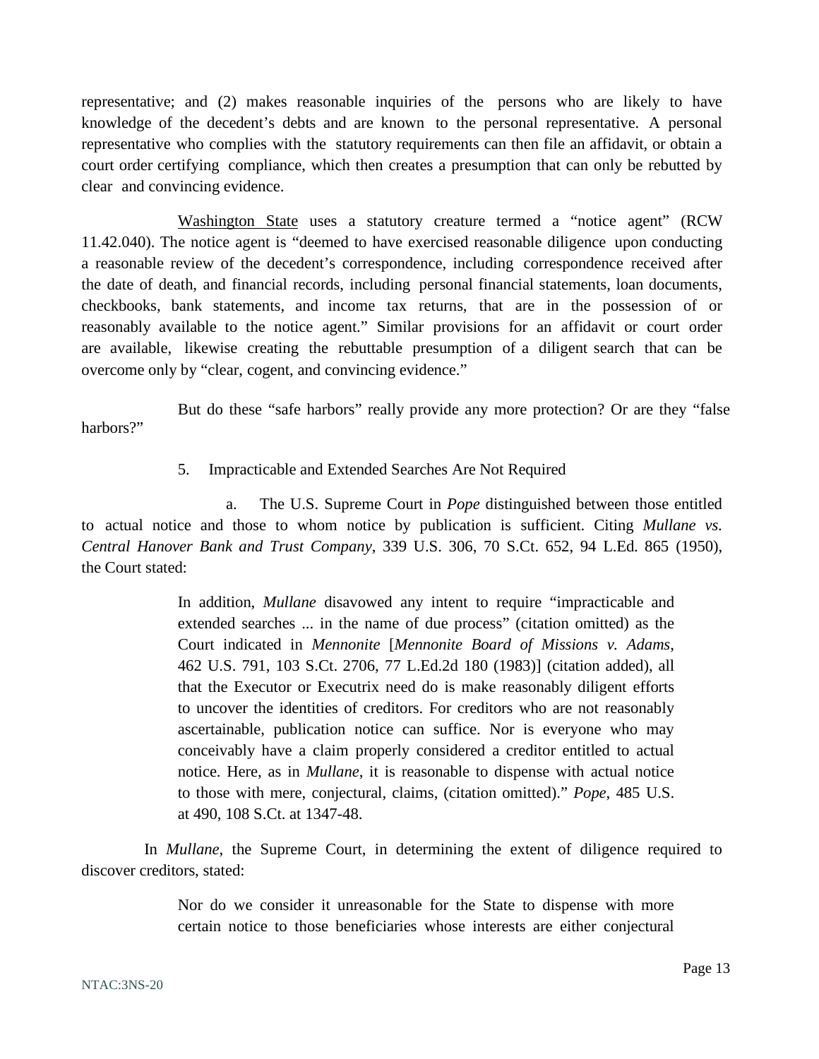representative; and (2) makes reasonable inquiries of the persons who are likely to have knowledge of the decedent's debts and are known to the personal representative. A personal representative who complies with the statutory requirements can then file an affidavit, or obtain a court order certifying compliance, which then creates a presumption that can only be rebutted by clear and convincing evidence.

Washington State uses a statutory creature termed a "notice agent" (RCW 11.42.040). The notice agent is "deemed to have exercised reasonable diligence upon conducting a reasonable review of the decedent's correspondence, including correspondence received after the date of death, and financial records, including personal financial statements, loan documents, checkbooks, bank statements, and income tax returns, that are in the possession of or reasonably available to the notice agent." Similar provisions for an affidavit or court order are available, likewise creating the rebuttable presumption of a diligent search that can be overcome only by "clear, cogent, and convincing evidence."

But do these "safe harbors" really provide any more protection? Or are they "false harbors?"

5. Impracticable and Extended Searches Are Not Required

a. The U.S. Supreme Court in *Pope* distinguished between those entitled to actual notice and those to whom notice by publication is sufficient. Citing *Mullane vs. Central Hanover Bank and Trust Company*, 339 U.S. 306, 70 S.Ct. 652, 94 L.Ed. 865 (1950), the Court stated:

> In addition, *Mullane* disavowed any intent to require "impracticable and extended searches ... in the name of due process" (citation omitted) as the Court indicated in *Mennonite* [*Mennonite Board of Missions v. Adams*, 462 U.S. 791, 103 S.Ct. 2706, 77 L.Ed.2d 180 (1983)] (citation added), all that the Executor or Executrix need do is make reasonably diligent efforts to uncover the identities of creditors. For creditors who are not reasonably ascertainable, publication notice can suffice. Nor is everyone who may conceivably have a claim properly considered a creditor entitled to actual notice. Here, as in *Mullane*, it is reasonable to dispense with actual notice to those with mere, conjectural, claims, (citation omitted)." *Pope*, 485 U.S. at 490, 108 S.Ct. at 1347-48.

In *Mullane*, the Supreme Court, in determining the extent of diligence required to discover creditors, stated:

> Nor do we consider it unreasonable for the State to dispense with more certain notice to those beneficiaries whose interests are either conjectural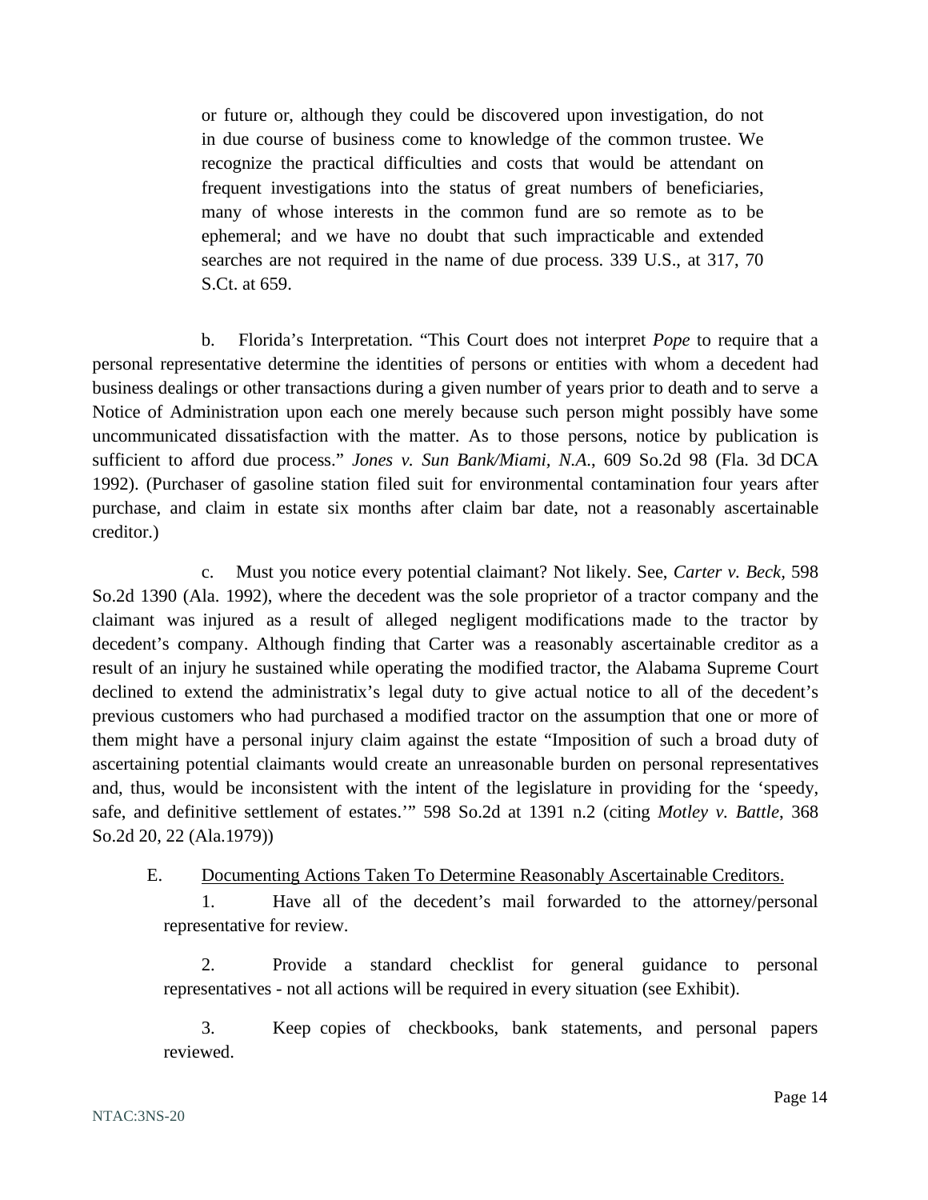> or future or, although they could be discovered upon investigation, do not in due course of business come to knowledge of the common trustee. We recognize the practical difficulties and costs that would be attendant on frequent investigations into the status of great numbers of beneficiaries, many of whose interests in the common fund are so remote as to be ephemeral; and we have no doubt that such impracticable and extended searches are not required in the name of due process. 339 U.S., at 317, 70 S.Ct. at 659.

b. Florida's Interpretation. "This Court does not interpret *Pope* to require that a personal representative determine the identities of persons or entities with whom a decedent had business dealings or other transactions during a given number of years prior to death and to serve a Notice of Administration upon each one merely because such person might possibly have some uncommunicated dissatisfaction with the matter. As to those persons, notice by publication is sufficient to afford due process." *Jones v. Sun Bank/Miami, N.A.*, 609 So.2d 98 (Fla. 3d DCA 1992). (Purchaser of gasoline station filed suit for environmental contamination four years after purchase, and claim in estate six months after claim bar date, not a reasonably ascertainable creditor.)

c. Must you notice every potential claimant? Not likely. See, *Carter v. Beck*, 598 So.2d 1390 (Ala. 1992), where the decedent was the sole proprietor of a tractor company and the claimant was injured as a result of alleged negligent modifications made to the tractor by decedent's company. Although finding that Carter was a reasonably ascertainable creditor as a result of an injury he sustained while operating the modified tractor, the Alabama Supreme Court declined to extend the administratix's legal duty to give actual notice to all of the decedent's previous customers who had purchased a modified tractor on the assumption that one or more of them might have a personal injury claim against the estate "Imposition of such a broad duty of ascertaining potential claimants would create an unreasonable burden on personal representatives and, thus, would be inconsistent with the intent of the legislature in providing for the 'speedy, safe, and definitive settlement of estates.'" 598 So.2d at 1391 n.2 (citing *Motley v. Battle*, 368 So.2d 20, 22 (Ala.1979))

E. Documenting Actions Taken To Determine Reasonably Ascertainable Creditors.

1. Have all of the decedent's mail forwarded to the attorney/personal representative for review.

2. Provide a standard checklist for general guidance to personal representatives - not all actions will be required in every situation (see Exhibit).

3. Keep copies of checkbooks, bank statements, and personal papers reviewed.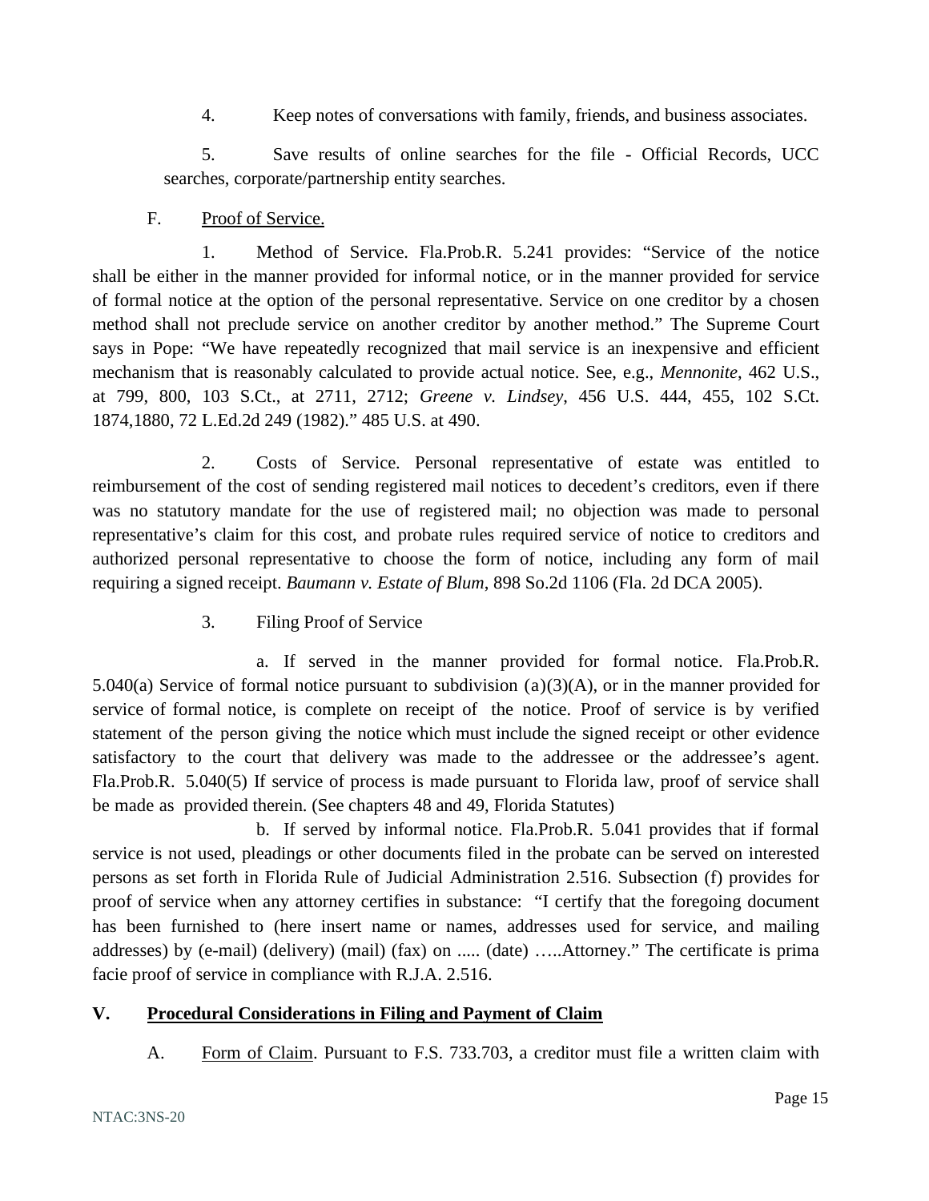4. Keep notes of conversations with family, friends, and business associates.

5. Save results of online searches for the file - Official Records, UCC searches, corporate/partnership entity searches.

F. Proof of Service.

1. Method of Service. Fla.Prob.R. 5.241 provides: "Service of the notice shall be either in the manner provided for informal notice, or in the manner provided for service of formal notice at the option of the personal representative. Service on one creditor by a chosen method shall not preclude service on another creditor by another method." The Supreme Court says in Pope: "We have repeatedly recognized that mail service is an inexpensive and efficient mechanism that is reasonably calculated to provide actual notice. See, e.g., *Mennonite*, 462 U.S., at 799, 800, 103 S.Ct., at 2711, 2712; *Greene v. Lindsey*, 456 U.S. 444, 455, 102 S.Ct. 1874,1880, 72 L.Ed.2d 249 (1982)." 485 U.S. at 490.

2. Costs of Service. Personal representative of estate was entitled to reimbursement of the cost of sending registered mail notices to decedent's creditors, even if there was no statutory mandate for the use of registered mail; no objection was made to personal representative's claim for this cost, and probate rules required service of notice to creditors and authorized personal representative to choose the form of notice, including any form of mail requiring a signed receipt. *Baumann v. Estate of Blum*, 898 So.2d 1106 (Fla. 2d DCA 2005).

3. Filing Proof of Service

a. If served in the manner provided for formal notice. Fla.Prob.R. 5.040(a) Service of formal notice pursuant to subdivision (a)(3)(A), or in the manner provided for service of formal notice, is complete on receipt of the notice. Proof of service is by verified statement of the person giving the notice which must include the signed receipt or other evidence satisfactory to the court that delivery was made to the addressee or the addressee's agent. Fla.Prob.R. 5.040(5) If service of process is made pursuant to Florida law, proof of service shall be made as provided therein. (See chapters 48 and 49, Florida Statutes)

b. If served by informal notice. Fla.Prob.R. 5.041 provides that if formal service is not used, pleadings or other documents filed in the probate can be served on interested persons as set forth in Florida Rule of Judicial Administration 2.516. Subsection (f) provides for proof of service when any attorney certifies in substance: "I certify that the foregoing document has been furnished to (here insert name or names, addresses used for service, and mailing addresses) by (e-mail) (delivery) (mail) (fax) on ..... (date) …..Attorney." The certificate is prima facie proof of service in compliance with R.J.A. 2.516.

## V. Procedural Considerations in Filing and Payment of Claim

A. Form of Claim. Pursuant to F.S. 733.703, a creditor must file a written claim with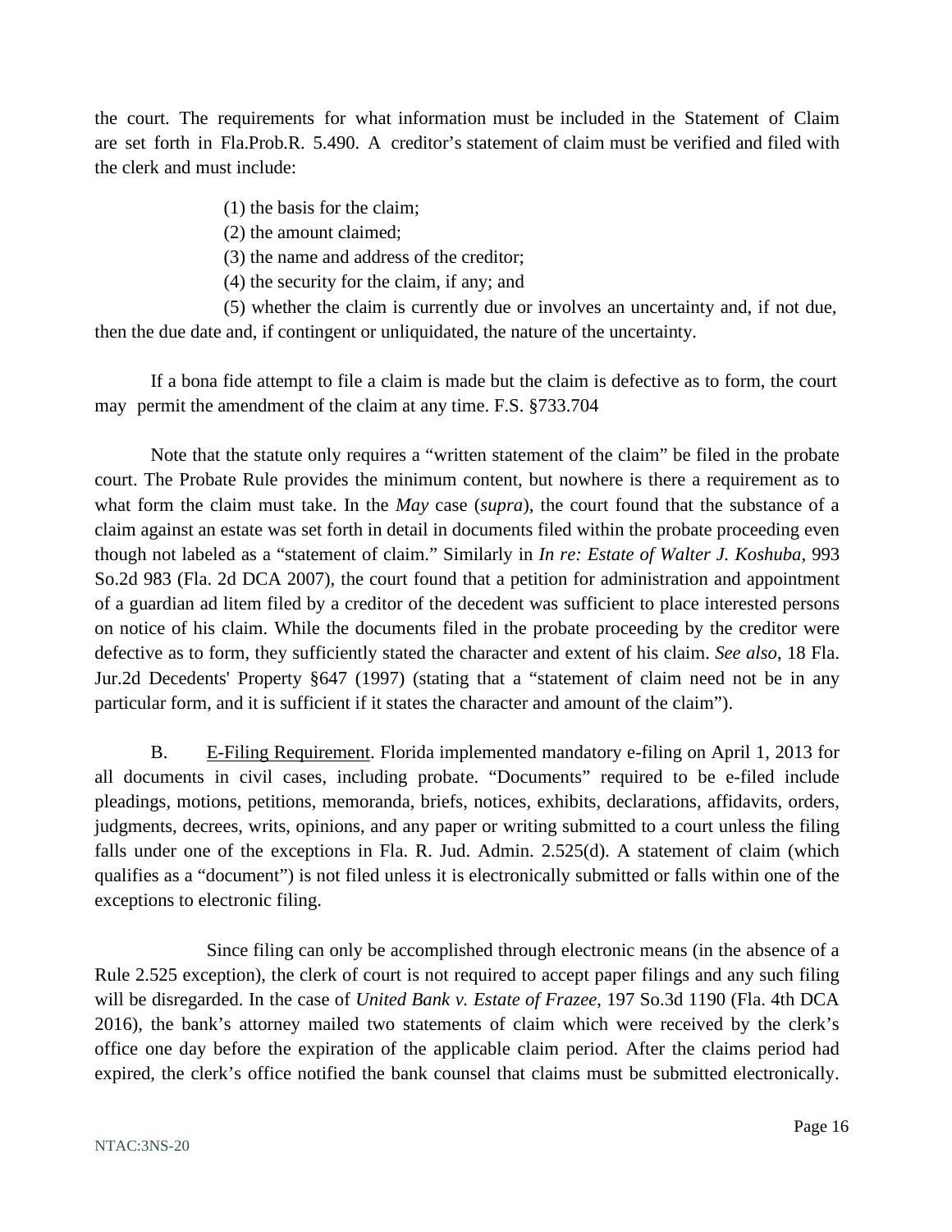the court. The requirements for what information must be included in the Statement of Claim are set forth in Fla.Prob.R. 5.490. A creditor's statement of claim must be verified and filed with the clerk and must include:

(1) the basis for the claim;
(2) the amount claimed;
(3) the name and address of the creditor;
(4) the security for the claim, if any; and
(5) whether the claim is currently due or involves an uncertainty and, if not due, then the due date and, if contingent or unliquidated, the nature of the uncertainty.

If a bona fide attempt to file a claim is made but the claim is defective as to form, the court may permit the amendment of the claim at any time. F.S. §733.704

Note that the statute only requires a "written statement of the claim" be filed in the probate court. The Probate Rule provides the minimum content, but nowhere is there a requirement as to what form the claim must take. In the *May* case (*supra*), the court found that the substance of a claim against an estate was set forth in detail in documents filed within the probate proceeding even though not labeled as a "statement of claim." Similarly in *In re: Estate of Walter J. Koshuba*, 993 So.2d 983 (Fla. 2d DCA 2007), the court found that a petition for administration and appointment of a guardian ad litem filed by a creditor of the decedent was sufficient to place interested persons on notice of his claim. While the documents filed in the probate proceeding by the creditor were defective as to form, they sufficiently stated the character and extent of his claim. *See also*, 18 Fla. Jur.2d Decedents' Property §647 (1997) (stating that a "statement of claim need not be in any particular form, and it is sufficient if it states the character and amount of the claim").

B. <u>E-Filing Requirement</u>. Florida implemented mandatory e-filing on April 1, 2013 for all documents in civil cases, including probate. "Documents" required to be e-filed include pleadings, motions, petitions, memoranda, briefs, notices, exhibits, declarations, affidavits, orders, judgments, decrees, writs, opinions, and any paper or writing submitted to a court unless the filing falls under one of the exceptions in Fla. R. Jud. Admin. 2.525(d). A statement of claim (which qualifies as a "document") is not filed unless it is electronically submitted or falls within one of the exceptions to electronic filing.

Since filing can only be accomplished through electronic means (in the absence of a Rule 2.525 exception), the clerk of court is not required to accept paper filings and any such filing will be disregarded. In the case of *United Bank v. Estate of Frazee*, 197 So.3d 1190 (Fla. 4th DCA 2016), the bank's attorney mailed two statements of claim which were received by the clerk's office one day before the expiration of the applicable claim period. After the claims period had expired, the clerk's office notified the bank counsel that claims must be submitted electronically.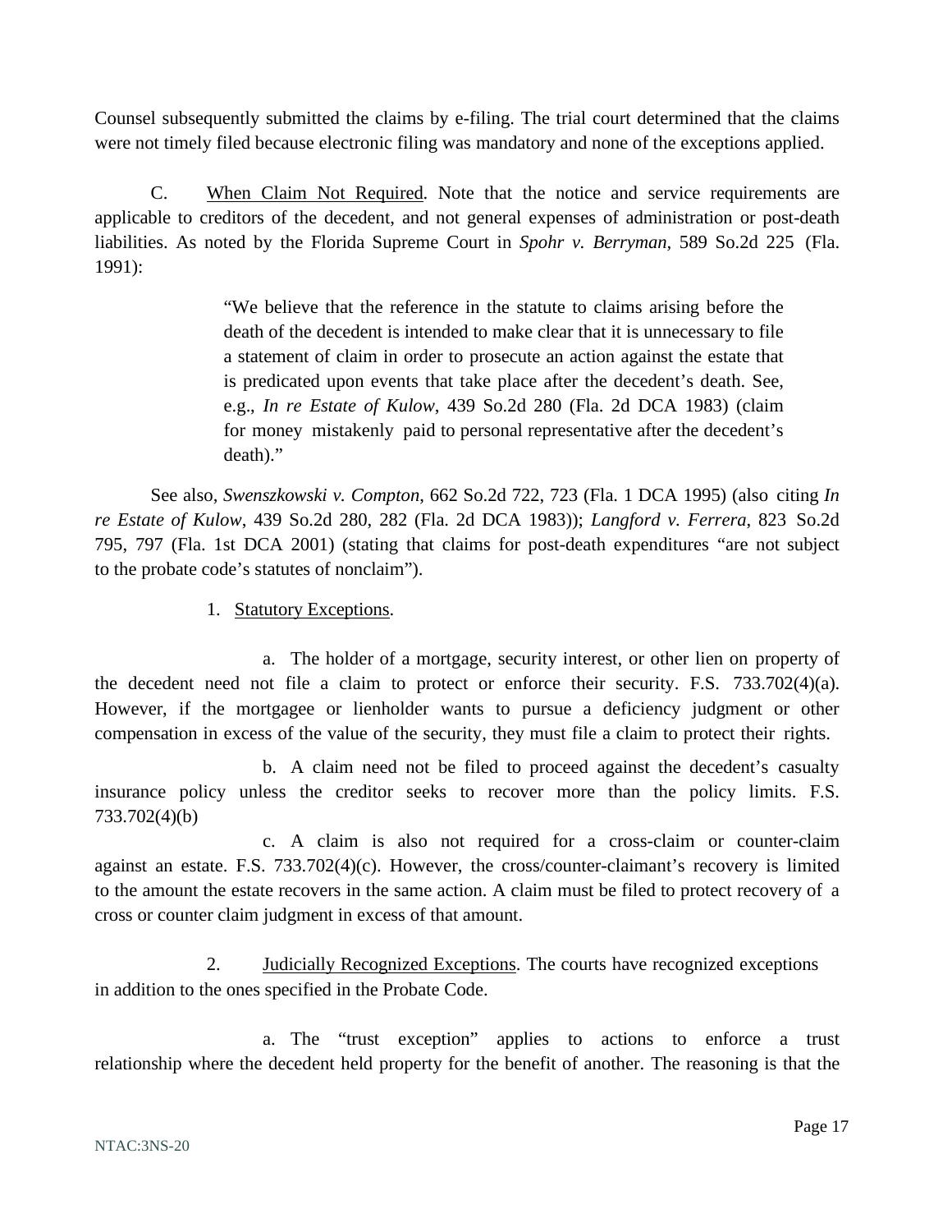Counsel subsequently submitted the claims by e-filing. The trial court determined that the claims were not timely filed because electronic filing was mandatory and none of the exceptions applied.

C. <u>When Claim Not Required</u>. Note that the notice and service requirements are applicable to creditors of the decedent, and not general expenses of administration or post-death liabilities. As noted by the Florida Supreme Court in *Spohr v. Berryman*, 589 So.2d 225 (Fla. 1991):

> "We believe that the reference in the statute to claims arising before the death of the decedent is intended to make clear that it is unnecessary to file a statement of claim in order to prosecute an action against the estate that is predicated upon events that take place after the decedent's death. See, e.g., *In re Estate of Kulow*, 439 So.2d 280 (Fla. 2d DCA 1983) (claim for money mistakenly paid to personal representative after the decedent's death)."

See also, *Swenszkowski v. Compton*, 662 So.2d 722, 723 (Fla. 1 DCA 1995) (also citing *In re Estate of Kulow*, 439 So.2d 280, 282 (Fla. 2d DCA 1983)); *Langford v. Ferrera*, 823 So.2d 795, 797 (Fla. 1st DCA 2001) (stating that claims for post-death expenditures "are not subject to the probate code's statutes of nonclaim").

1. <u>Statutory Exceptions</u>.

a. The holder of a mortgage, security interest, or other lien on property of the decedent need not file a claim to protect or enforce their security. F.S. 733.702(4)(a). However, if the mortgagee or lienholder wants to pursue a deficiency judgment or other compensation in excess of the value of the security, they must file a claim to protect their rights.

b. A claim need not be filed to proceed against the decedent's casualty insurance policy unless the creditor seeks to recover more than the policy limits. F.S. 733.702(4)(b)

c. A claim is also not required for a cross-claim or counter-claim against an estate. F.S. 733.702(4)(c). However, the cross/counter-claimant's recovery is limited to the amount the estate recovers in the same action. A claim must be filed to protect recovery of a cross or counter claim judgment in excess of that amount.

2. <u>Judicially Recognized Exceptions</u>. The courts have recognized exceptions in addition to the ones specified in the Probate Code.

a. The "trust exception" applies to actions to enforce a trust relationship where the decedent held property for the benefit of another. The reasoning is that the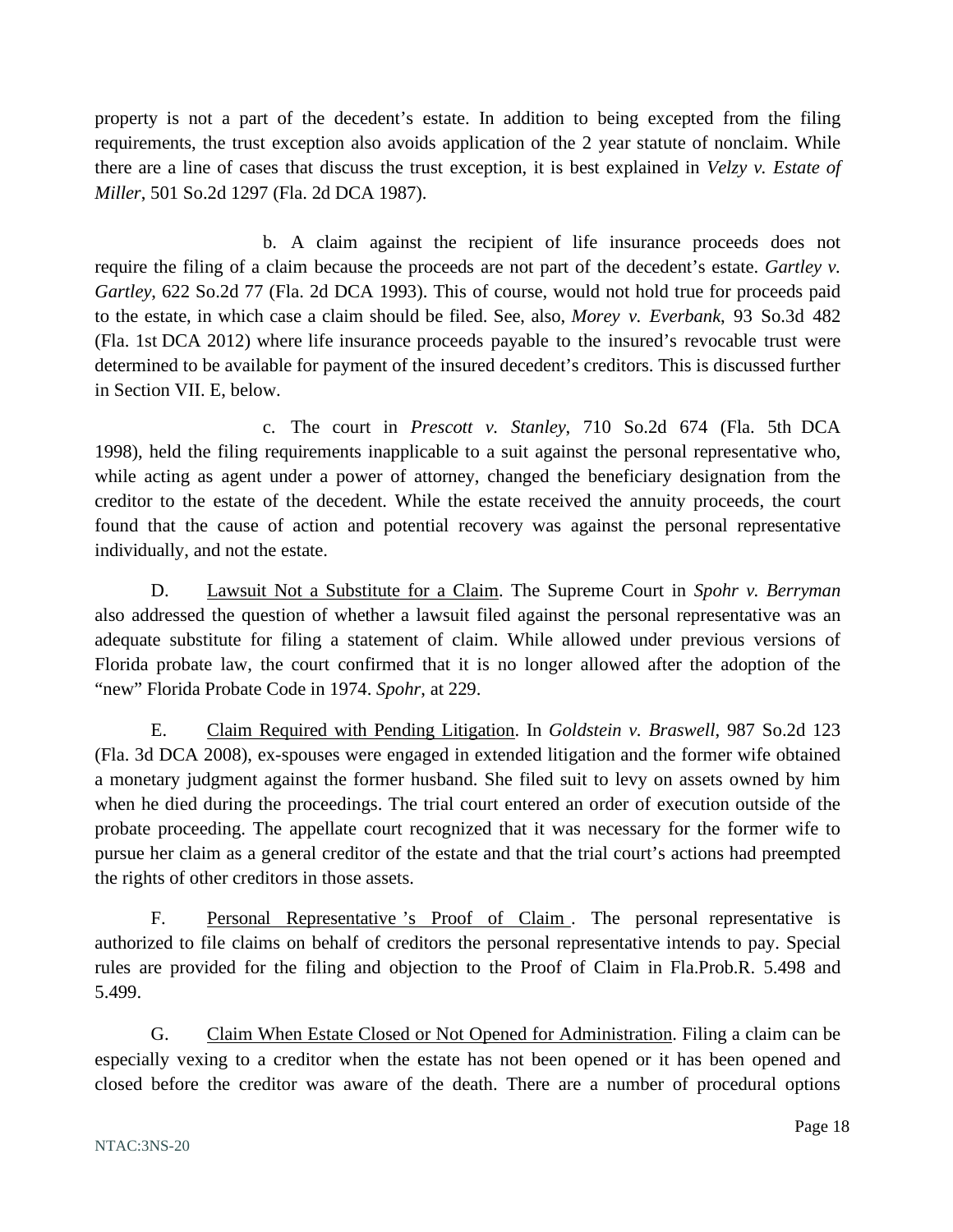property is not a part of the decedent's estate. In addition to being excepted from the filing requirements, the trust exception also avoids application of the 2 year statute of nonclaim. While there are a line of cases that discuss the trust exception, it is best explained in *Velzy v. Estate of Miller*, 501 So.2d 1297 (Fla. 2d DCA 1987).

b. A claim against the recipient of life insurance proceeds does not require the filing of a claim because the proceeds are not part of the decedent's estate. *Gartley v. Gartley*, 622 So.2d 77 (Fla. 2d DCA 1993). This of course, would not hold true for proceeds paid to the estate, in which case a claim should be filed. See, also, *Morey v. Everbank*, 93 So.3d 482 (Fla. 1st DCA 2012) where life insurance proceeds payable to the insured's revocable trust were determined to be available for payment of the insured decedent's creditors. This is discussed further in Section VII. E, below.

c. The court in *Prescott v. Stanley*, 710 So.2d 674 (Fla. 5th DCA 1998), held the filing requirements inapplicable to a suit against the personal representative who, while acting as agent under a power of attorney, changed the beneficiary designation from the creditor to the estate of the decedent. While the estate received the annuity proceeds, the court found that the cause of action and potential recovery was against the personal representative individually, and not the estate.

D. <u>Lawsuit Not a Substitute for a Claim</u>. The Supreme Court in *Spohr v. Berryman* also addressed the question of whether a lawsuit filed against the personal representative was an adequate substitute for filing a statement of claim. While allowed under previous versions of Florida probate law, the court confirmed that it is no longer allowed after the adoption of the "new" Florida Probate Code in 1974. *Spohr*, at 229.

E. <u>Claim Required with Pending Litigation</u>. In *Goldstein v. Braswell*, 987 So.2d 123 (Fla. 3d DCA 2008), ex-spouses were engaged in extended litigation and the former wife obtained a monetary judgment against the former husband. She filed suit to levy on assets owned by him when he died during the proceedings. The trial court entered an order of execution outside of the probate proceeding. The appellate court recognized that it was necessary for the former wife to pursue her claim as a general creditor of the estate and that the trial court's actions had preempted the rights of other creditors in those assets.

F. <u>Personal Representative's Proof of Claim</u>. The personal representative is authorized to file claims on behalf of creditors the personal representative intends to pay. Special rules are provided for the filing and objection to the Proof of Claim in Fla.Prob.R. 5.498 and 5.499.

G. <u>Claim When Estate Closed or Not Opened for Administration</u>. Filing a claim can be especially vexing to a creditor when the estate has not been opened or it has been opened and closed before the creditor was aware of the death. There are a number of procedural options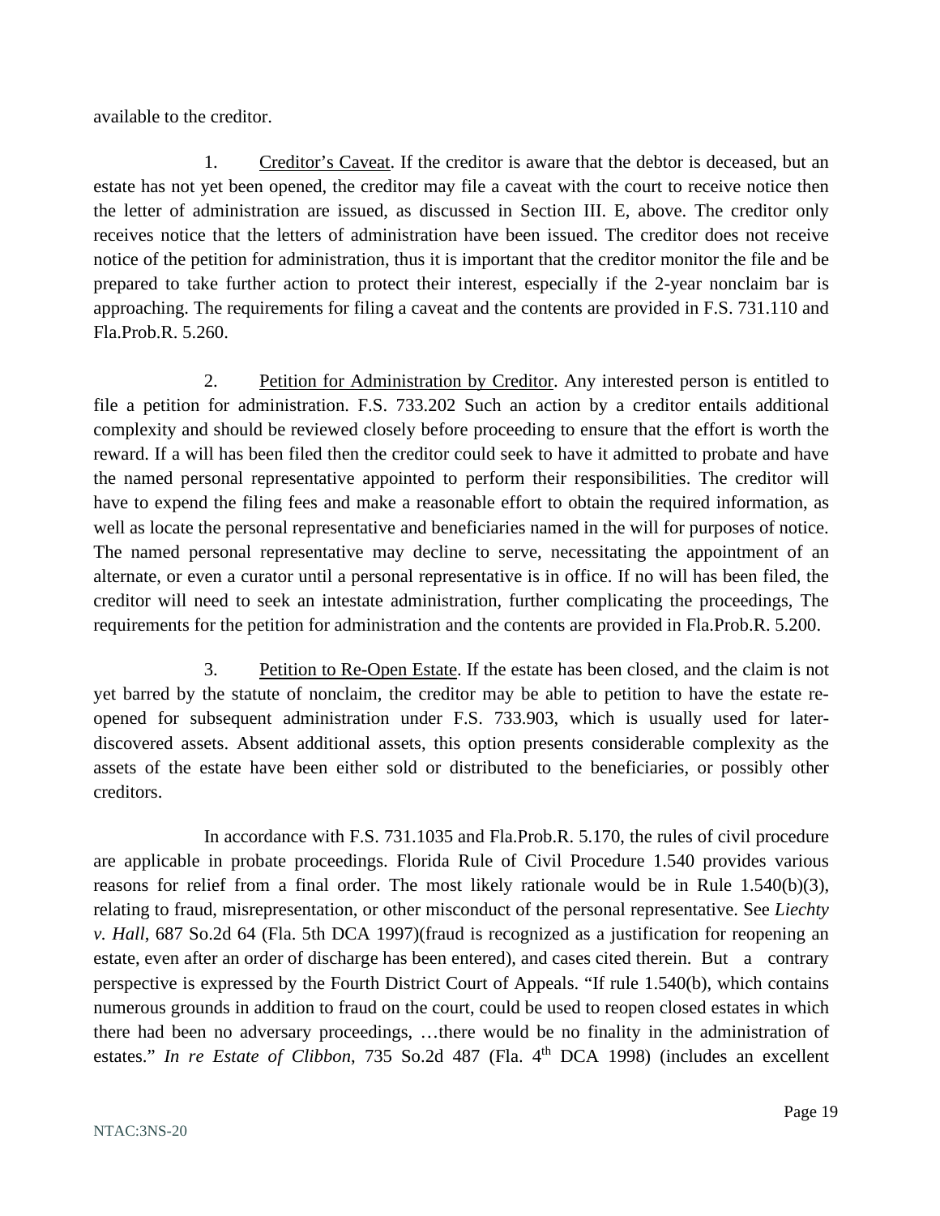available to the creditor.

1. Creditor’s Caveat. If the creditor is aware that the debtor is deceased, but an estate has not yet been opened, the creditor may file a caveat with the court to receive notice then the letter of administration are issued, as discussed in Section III. E, above. The creditor only receives notice that the letters of administration have been issued. The creditor does not receive notice of the petition for administration, thus it is important that the creditor monitor the file and be prepared to take further action to protect their interest, especially if the 2-year nonclaim bar is approaching. The requirements for filing a caveat and the contents are provided in F.S. 731.110 and Fla.Prob.R. 5.260.

2. Petition for Administration by Creditor. Any interested person is entitled to file a petition for administration. F.S. 733.202 Such an action by a creditor entails additional complexity and should be reviewed closely before proceeding to ensure that the effort is worth the reward. If a will has been filed then the creditor could seek to have it admitted to probate and have the named personal representative appointed to perform their responsibilities. The creditor will have to expend the filing fees and make a reasonable effort to obtain the required information, as well as locate the personal representative and beneficiaries named in the will for purposes of notice. The named personal representative may decline to serve, necessitating the appointment of an alternate, or even a curator until a personal representative is in office. If no will has been filed, the creditor will need to seek an intestate administration, further complicating the proceedings, The requirements for the petition for administration and the contents are provided in Fla.Prob.R. 5.200.

3. Petition to Re-Open Estate. If the estate has been closed, and the claim is not yet barred by the statute of nonclaim, the creditor may be able to petition to have the estate re-opened for subsequent administration under F.S. 733.903, which is usually used for later-discovered assets. Absent additional assets, this option presents considerable complexity as the assets of the estate have been either sold or distributed to the beneficiaries, or possibly other creditors.

In accordance with F.S. 731.1035 and Fla.Prob.R. 5.170, the rules of civil procedure are applicable in probate proceedings. Florida Rule of Civil Procedure 1.540 provides various reasons for relief from a final order. The most likely rationale would be in Rule 1.540(b)(3), relating to fraud, misrepresentation, or other misconduct of the personal representative. See *Liechty v. Hall*, 687 So.2d 64 (Fla. 5th DCA 1997)(fraud is recognized as a justification for reopening an estate, even after an order of discharge has been entered), and cases cited therein. But a contrary perspective is expressed by the Fourth District Court of Appeals. “If rule 1.540(b), which contains numerous grounds in addition to fraud on the court, could be used to reopen closed estates in which there had been no adversary proceedings, …there would be no finality in the administration of estates.” *In re Estate of Clibbon*, 735 So.2d 487 (Fla. 4th DCA 1998) (includes an excellent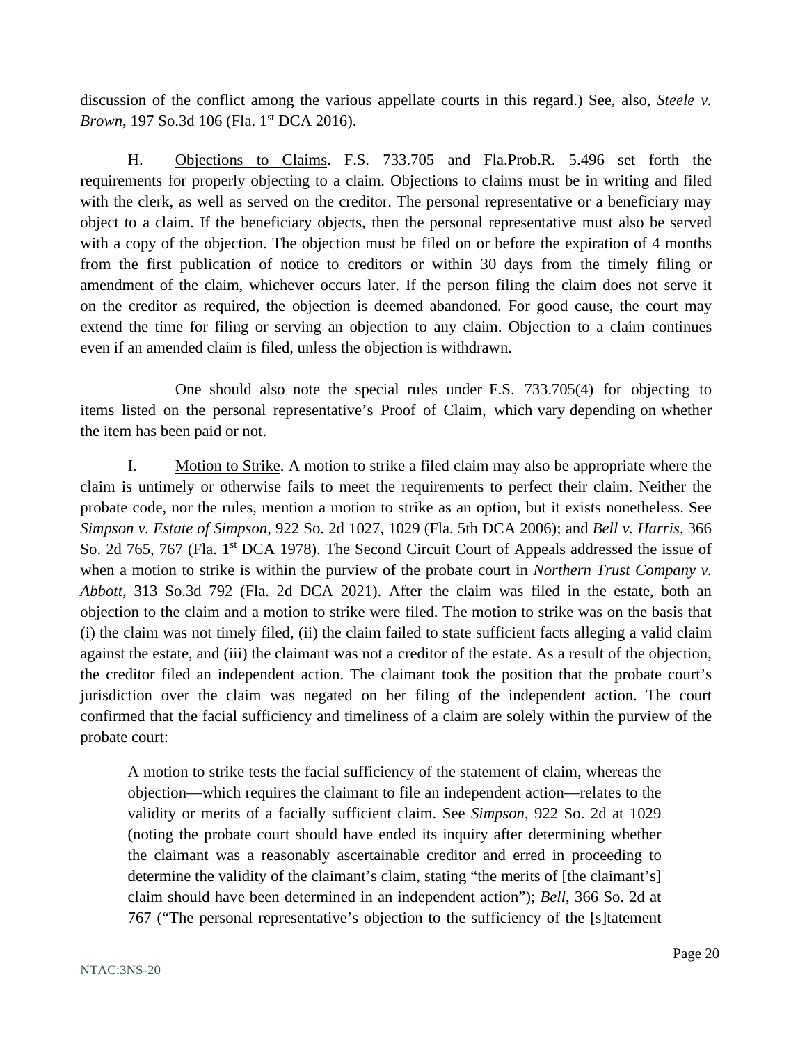discussion of the conflict among the various appellate courts in this regard.) See, also, *Steele v. Brown*, 197 So.3d 106 (Fla. 1st DCA 2016).

H. Objections to Claims. F.S. 733.705 and Fla.Prob.R. 5.496 set forth the requirements for properly objecting to a claim. Objections to claims must be in writing and filed with the clerk, as well as served on the creditor. The personal representative or a beneficiary may object to a claim. If the beneficiary objects, then the personal representative must also be served with a copy of the objection. The objection must be filed on or before the expiration of 4 months from the first publication of notice to creditors or within 30 days from the timely filing or amendment of the claim, whichever occurs later. If the person filing the claim does not serve it on the creditor as required, the objection is deemed abandoned. For good cause, the court may extend the time for filing or serving an objection to any claim. Objection to a claim continues even if an amended claim is filed, unless the objection is withdrawn.

One should also note the special rules under F.S. 733.705(4) for objecting to items listed on the personal representative's Proof of Claim, which vary depending on whether the item has been paid or not.

I. Motion to Strike. A motion to strike a filed claim may also be appropriate where the claim is untimely or otherwise fails to meet the requirements to perfect their claim. Neither the probate code, nor the rules, mention a motion to strike as an option, but it exists nonetheless. See *Simpson v. Estate of Simpson*, 922 So. 2d 1027, 1029 (Fla. 5th DCA 2006); and *Bell v. Harris*, 366 So. 2d 765, 767 (Fla. 1st DCA 1978). The Second Circuit Court of Appeals addressed the issue of when a motion to strike is within the purview of the probate court in *Northern Trust Company v. Abbott*, 313 So.3d 792 (Fla. 2d DCA 2021). After the claim was filed in the estate, both an objection to the claim and a motion to strike were filed. The motion to strike was on the basis that (i) the claim was not timely filed, (ii) the claim failed to state sufficient facts alleging a valid claim against the estate, and (iii) the claimant was not a creditor of the estate. As a result of the objection, the creditor filed an independent action. The claimant took the position that the probate court's jurisdiction over the claim was negated on her filing of the independent action. The court confirmed that the facial sufficiency and timeliness of a claim are solely within the purview of the probate court:

> A motion to strike tests the facial sufficiency of the statement of claim, whereas the objection—which requires the claimant to file an independent action—relates to the validity or merits of a facially sufficient claim. See *Simpson*, 922 So. 2d at 1029 (noting the probate court should have ended its inquiry after determining whether the claimant was a reasonably ascertainable creditor and erred in proceeding to determine the validity of the claimant's claim, stating "the merits of [the claimant's] claim should have been determined in an independent action"); *Bell*, 366 So. 2d at 767 ("The personal representative's objection to the sufficiency of the [s]tatement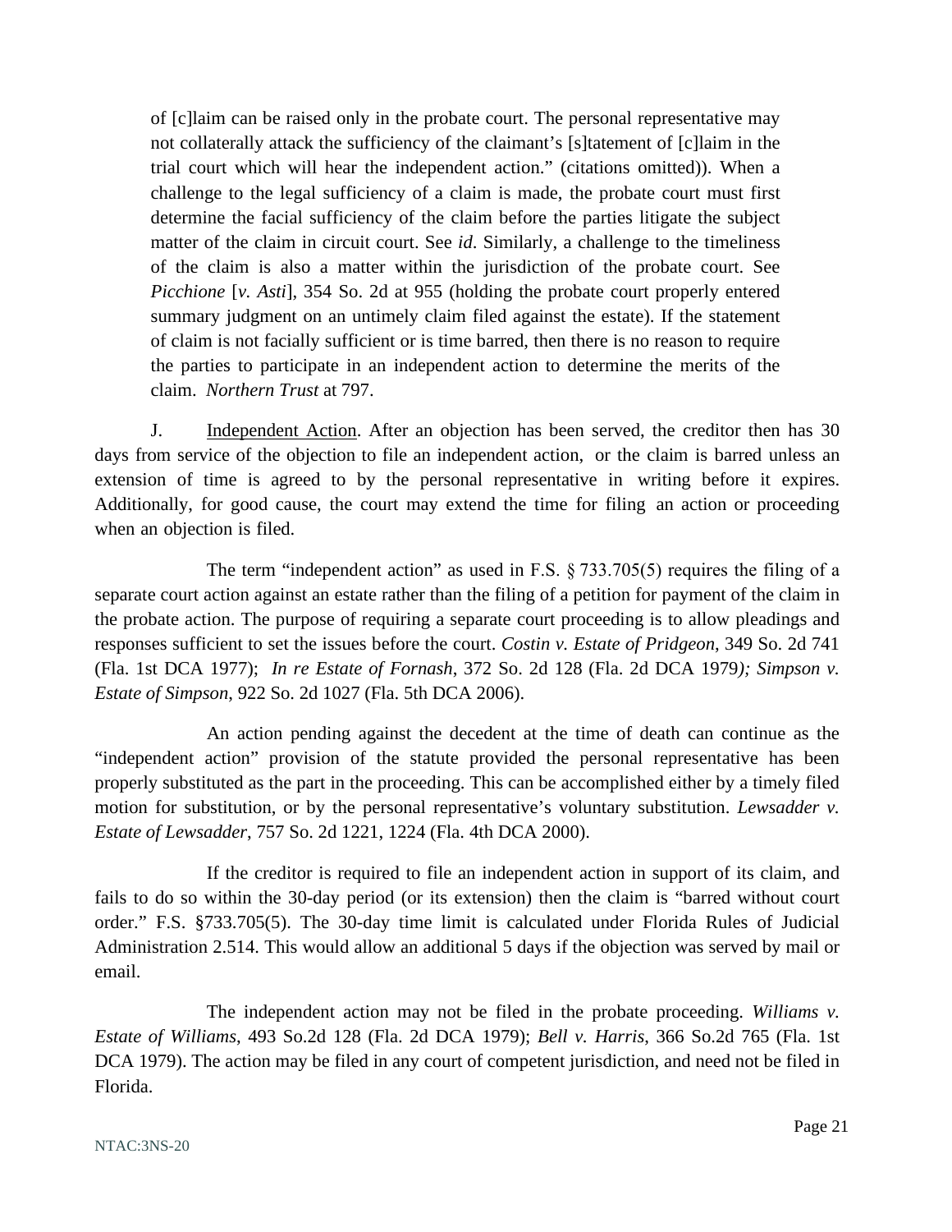> of [c]laim can be raised only in the probate court. The personal representative may not collaterally attack the sufficiency of the claimant's [s]tatement of [c]laim in the trial court which will hear the independent action." (citations omitted)). When a challenge to the legal sufficiency of a claim is made, the probate court must first determine the facial sufficiency of the claim before the parties litigate the subject matter of the claim in circuit court. See *id*. Similarly, a challenge to the timeliness of the claim is also a matter within the jurisdiction of the probate court. See *Picchione* [*v. Asti*], 354 So. 2d at 955 (holding the probate court properly entered summary judgment on an untimely claim filed against the estate). If the statement of claim is not facially sufficient or is time barred, then there is no reason to require the parties to participate in an independent action to determine the merits of the claim. *Northern Trust* at 797.

J. Independent Action. After an objection has been served, the creditor then has 30 days from service of the objection to file an independent action, or the claim is barred unless an extension of time is agreed to by the personal representative in writing before it expires. Additionally, for good cause, the court may extend the time for filing an action or proceeding when an objection is filed.

The term "independent action" as used in F.S. § 733.705(5) requires the filing of a separate court action against an estate rather than the filing of a petition for payment of the claim in the probate action. The purpose of requiring a separate court proceeding is to allow pleadings and responses sufficient to set the issues before the court. *Costin v. Estate of Pridgeon*, 349 So. 2d 741 (Fla. 1st DCA 1977); *In re Estate of Fornash*, 372 So. 2d 128 (Fla. 2d DCA 1979*); Simpson v. Estate of Simpson*, 922 So. 2d 1027 (Fla. 5th DCA 2006).

An action pending against the decedent at the time of death can continue as the "independent action" provision of the statute provided the personal representative has been properly substituted as the part in the proceeding. This can be accomplished either by a timely filed motion for substitution, or by the personal representative's voluntary substitution. *Lewsadder v. Estate of Lewsadder*, 757 So. 2d 1221, 1224 (Fla. 4th DCA 2000).

If the creditor is required to file an independent action in support of its claim, and fails to do so within the 30-day period (or its extension) then the claim is "barred without court order." F.S. §733.705(5). The 30-day time limit is calculated under Florida Rules of Judicial Administration 2.514. This would allow an additional 5 days if the objection was served by mail or email.

The independent action may not be filed in the probate proceeding. *Williams v. Estate of Williams*, 493 So.2d 128 (Fla. 2d DCA 1979); *Bell v. Harris*, 366 So.2d 765 (Fla. 1st DCA 1979). The action may be filed in any court of competent jurisdiction, and need not be filed in Florida.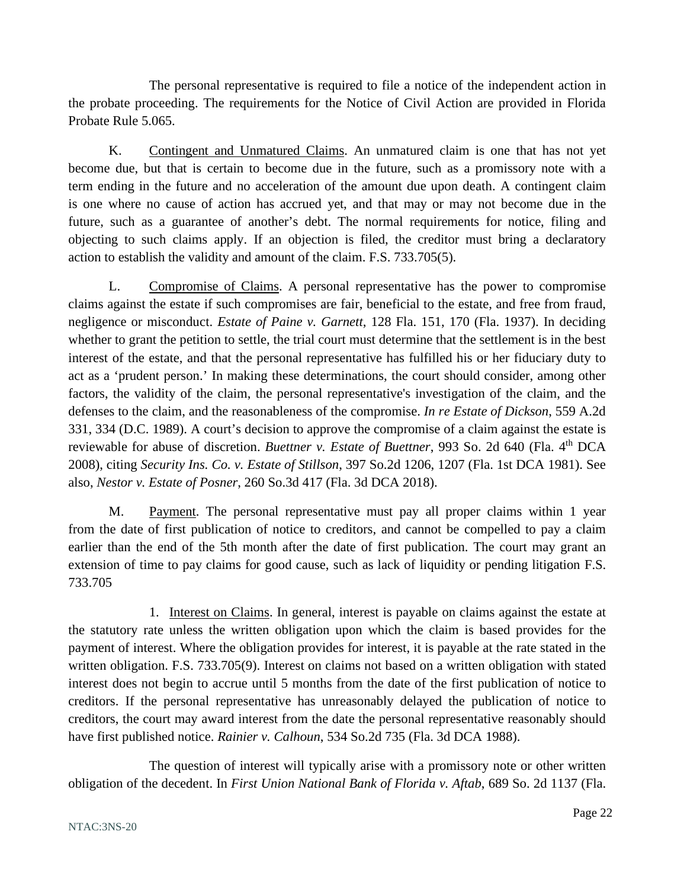The personal representative is required to file a notice of the independent action in the probate proceeding. The requirements for the Notice of Civil Action are provided in Florida Probate Rule 5.065.

K. Contingent and Unmatured Claims. An unmatured claim is one that has not yet become due, but that is certain to become due in the future, such as a promissory note with a term ending in the future and no acceleration of the amount due upon death. A contingent claim is one where no cause of action has accrued yet, and that may or may not become due in the future, such as a guarantee of another's debt. The normal requirements for notice, filing and objecting to such claims apply. If an objection is filed, the creditor must bring a declaratory action to establish the validity and amount of the claim. F.S. 733.705(5).

L. Compromise of Claims. A personal representative has the power to compromise claims against the estate if such compromises are fair, beneficial to the estate, and free from fraud, negligence or misconduct. *Estate of Paine v. Garnett*, 128 Fla. 151, 170 (Fla. 1937). In deciding whether to grant the petition to settle, the trial court must determine that the settlement is in the best interest of the estate, and that the personal representative has fulfilled his or her fiduciary duty to act as a 'prudent person.' In making these determinations, the court should consider, among other factors, the validity of the claim, the personal representative's investigation of the claim, and the defenses to the claim, and the reasonableness of the compromise. *In re Estate of Dickson*, 559 A.2d 331, 334 (D.C. 1989). A court's decision to approve the compromise of a claim against the estate is reviewable for abuse of discretion. *Buettner v. Estate of Buettner*, 993 So. 2d 640 (Fla. 4th DCA 2008), citing *Security Ins. Co. v. Estate of Stillson*, 397 So.2d 1206, 1207 (Fla. 1st DCA 1981). See also, *Nestor v. Estate of Posner*, 260 So.3d 417 (Fla. 3d DCA 2018).

M. Payment. The personal representative must pay all proper claims within 1 year from the date of first publication of notice to creditors, and cannot be compelled to pay a claim earlier than the end of the 5th month after the date of first publication. The court may grant an extension of time to pay claims for good cause, such as lack of liquidity or pending litigation F.S. 733.705

1. Interest on Claims. In general, interest is payable on claims against the estate at the statutory rate unless the written obligation upon which the claim is based provides for the payment of interest. Where the obligation provides for interest, it is payable at the rate stated in the written obligation. F.S. 733.705(9). Interest on claims not based on a written obligation with stated interest does not begin to accrue until 5 months from the date of the first publication of notice to creditors. If the personal representative has unreasonably delayed the publication of notice to creditors, the court may award interest from the date the personal representative reasonably should have first published notice. *Rainier v. Calhoun*, 534 So.2d 735 (Fla. 3d DCA 1988).

The question of interest will typically arise with a promissory note or other written obligation of the decedent. In *First Union National Bank of Florida v. Aftab*, 689 So. 2d 1137 (Fla.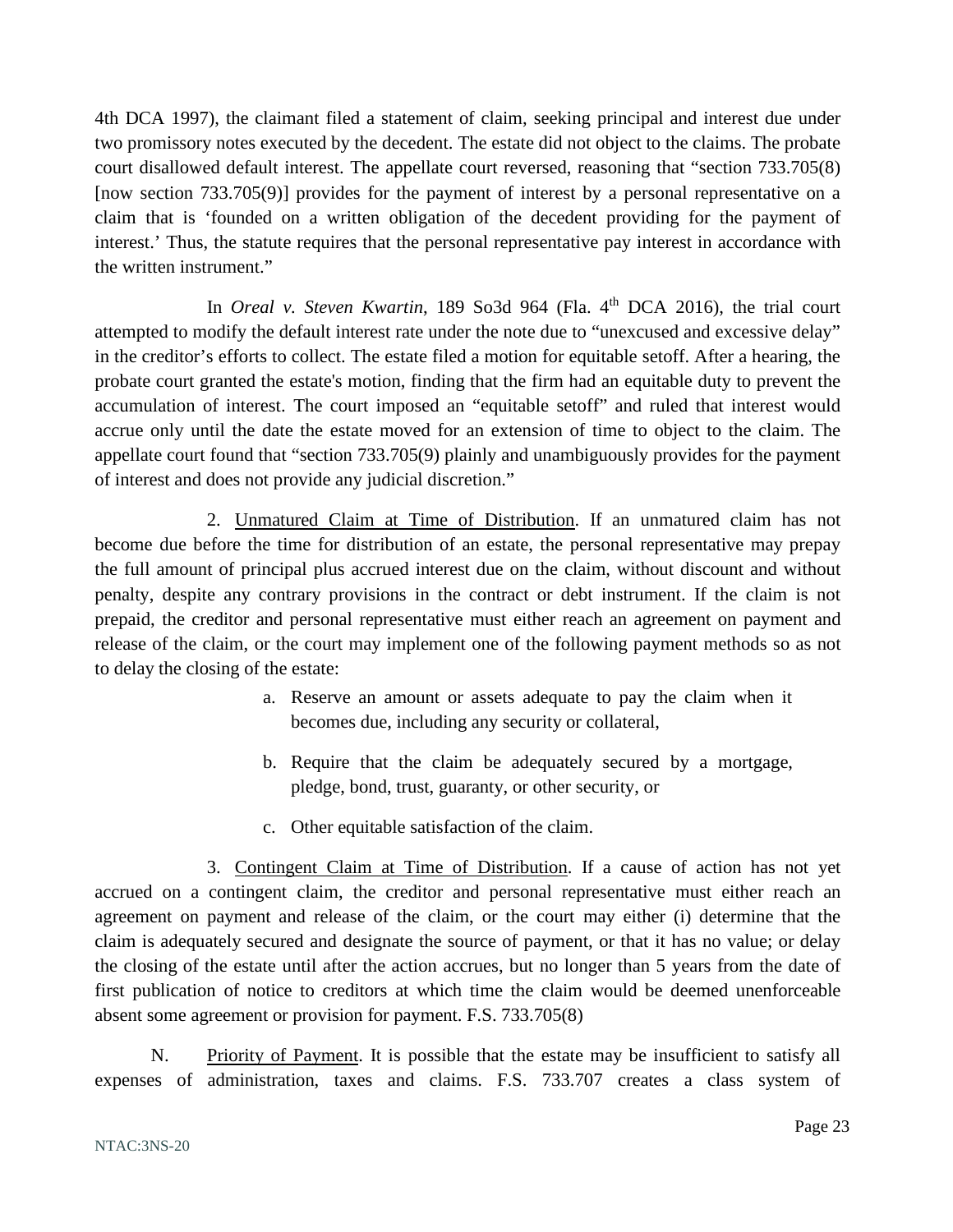4th DCA 1997), the claimant filed a statement of claim, seeking principal and interest due under two promissory notes executed by the decedent. The estate did not object to the claims. The probate court disallowed default interest. The appellate court reversed, reasoning that "section 733.705(8) [now section 733.705(9)] provides for the payment of interest by a personal representative on a claim that is 'founded on a written obligation of the decedent providing for the payment of interest.' Thus, the statute requires that the personal representative pay interest in accordance with the written instrument."

In *Oreal v. Steven Kwartin*, 189 So3d 964 (Fla. 4th DCA 2016), the trial court attempted to modify the default interest rate under the note due to "unexcused and excessive delay" in the creditor's efforts to collect. The estate filed a motion for equitable setoff. After a hearing, the probate court granted the estate's motion, finding that the firm had an equitable duty to prevent the accumulation of interest. The court imposed an "equitable setoff" and ruled that interest would accrue only until the date the estate moved for an extension of time to object to the claim. The appellate court found that "section 733.705(9) plainly and unambiguously provides for the payment of interest and does not provide any judicial discretion."

2. <u>Unmatured Claim at Time of Distribution</u>. If an unmatured claim has not become due before the time for distribution of an estate, the personal representative may prepay the full amount of principal plus accrued interest due on the claim, without discount and without penalty, despite any contrary provisions in the contract or debt instrument. If the claim is not prepaid, the creditor and personal representative must either reach an agreement on payment and release of the claim, or the court may implement one of the following payment methods so as not to delay the closing of the estate:

a. Reserve an amount or assets adequate to pay the claim when it becomes due, including any security or collateral,

b. Require that the claim be adequately secured by a mortgage, pledge, bond, trust, guaranty, or other security, or

c. Other equitable satisfaction of the claim.

3. <u>Contingent Claim at Time of Distribution</u>. If a cause of action has not yet accrued on a contingent claim, the creditor and personal representative must either reach an agreement on payment and release of the claim, or the court may either (i) determine that the claim is adequately secured and designate the source of payment, or that it has no value; or delay the closing of the estate until after the action accrues, but no longer than 5 years from the date of first publication of notice to creditors at which time the claim would be deemed unenforceable absent some agreement or provision for payment. F.S. 733.705(8)

N. <u>Priority of Payment</u>. It is possible that the estate may be insufficient to satisfy all expenses of administration, taxes and claims. F.S. 733.707 creates a class system of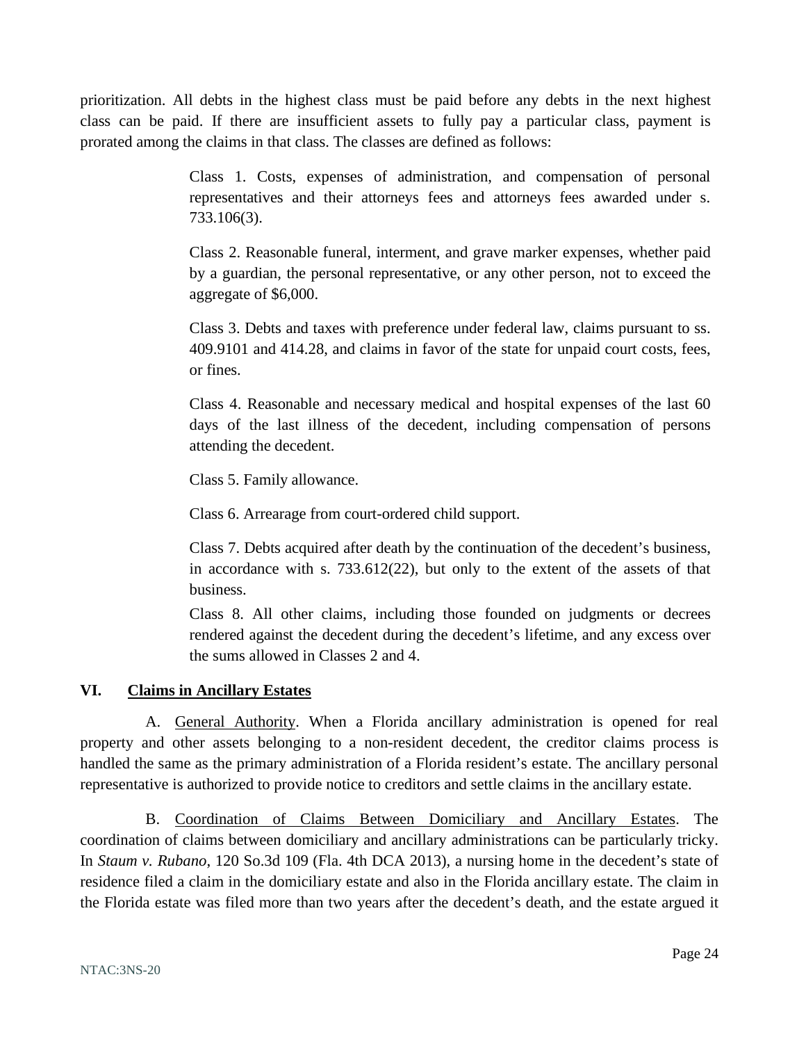prioritization. All debts in the highest class must be paid before any debts in the next highest class can be paid. If there are insufficient assets to fully pay a particular class, payment is prorated among the claims in that class. The classes are defined as follows:

> Class 1. Costs, expenses of administration, and compensation of personal representatives and their attorneys fees and attorneys fees awarded under s. 733.106(3).
>
> Class 2. Reasonable funeral, interment, and grave marker expenses, whether paid by a guardian, the personal representative, or any other person, not to exceed the aggregate of $6,000.
>
> Class 3. Debts and taxes with preference under federal law, claims pursuant to ss. 409.9101 and 414.28, and claims in favor of the state for unpaid court costs, fees, or fines.
>
> Class 4. Reasonable and necessary medical and hospital expenses of the last 60 days of the last illness of the decedent, including compensation of persons attending the decedent.
>
> Class 5. Family allowance.
>
> Class 6. Arrearage from court-ordered child support.
>
> Class 7. Debts acquired after death by the continuation of the decedent's business, in accordance with s. 733.612(22), but only to the extent of the assets of that business.
>
> Class 8. All other claims, including those founded on judgments or decrees rendered against the decedent during the decedent's lifetime, and any excess over the sums allowed in Classes 2 and 4.

## VI. Claims in Ancillary Estates

A. General Authority. When a Florida ancillary administration is opened for real property and other assets belonging to a non-resident decedent, the creditor claims process is handled the same as the primary administration of a Florida resident's estate. The ancillary personal representative is authorized to provide notice to creditors and settle claims in the ancillary estate.

B. Coordination of Claims Between Domiciliary and Ancillary Estates. The coordination of claims between domiciliary and ancillary administrations can be particularly tricky. In *Staum v. Rubano*, 120 So.3d 109 (Fla. 4th DCA 2013), a nursing home in the decedent's state of residence filed a claim in the domiciliary estate and also in the Florida ancillary estate. The claim in the Florida estate was filed more than two years after the decedent's death, and the estate argued it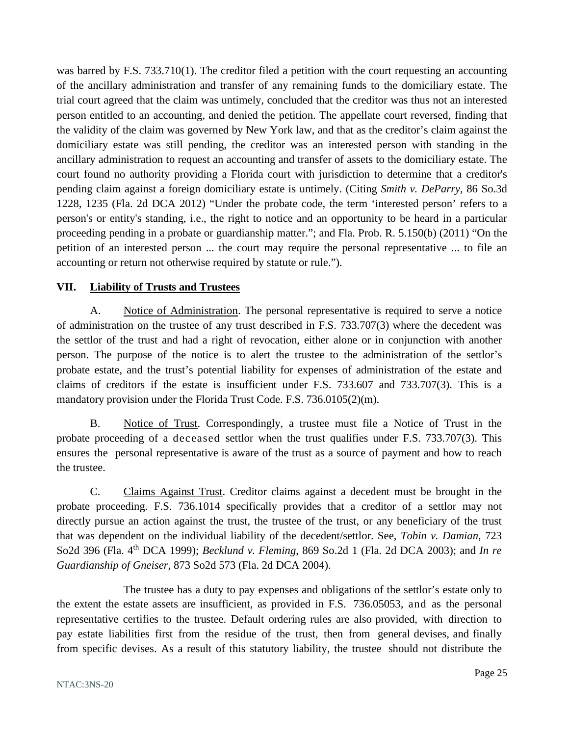was barred by F.S. 733.710(1). The creditor filed a petition with the court requesting an accounting of the ancillary administration and transfer of any remaining funds to the domiciliary estate. The trial court agreed that the claim was untimely, concluded that the creditor was thus not an interested person entitled to an accounting, and denied the petition. The appellate court reversed, finding that the validity of the claim was governed by New York law, and that as the creditor's claim against the domiciliary estate was still pending, the creditor was an interested person with standing in the ancillary administration to request an accounting and transfer of assets to the domiciliary estate. The court found no authority providing a Florida court with jurisdiction to determine that a creditor's pending claim against a foreign domiciliary estate is untimely. (Citing *Smith v. DeParry*, 86 So.3d 1228, 1235 (Fla. 2d DCA 2012) "Under the probate code, the term 'interested person' refers to a person's or entity's standing, i.e., the right to notice and an opportunity to be heard in a particular proceeding pending in a probate or guardianship matter."; and Fla. Prob. R. 5.150(b) (2011) "On the petition of an interested person ... the court may require the personal representative ... to file an accounting or return not otherwise required by statute or rule.").

## VII. Liability of Trusts and Trustees

A. Notice of Administration. The personal representative is required to serve a notice of administration on the trustee of any trust described in F.S. 733.707(3) where the decedent was the settlor of the trust and had a right of revocation, either alone or in conjunction with another person. The purpose of the notice is to alert the trustee to the administration of the settlor's probate estate, and the trust's potential liability for expenses of administration of the estate and claims of creditors if the estate is insufficient under F.S. 733.607 and 733.707(3). This is a mandatory provision under the Florida Trust Code. F.S. 736.0105(2)(m).

B. Notice of Trust. Correspondingly, a trustee must file a Notice of Trust in the probate proceeding of a deceased settlor when the trust qualifies under F.S. 733.707(3). This ensures the personal representative is aware of the trust as a source of payment and how to reach the trustee.

C. Claims Against Trust. Creditor claims against a decedent must be brought in the probate proceeding. F.S. 736.1014 specifically provides that a creditor of a settlor may not directly pursue an action against the trust, the trustee of the trust, or any beneficiary of the trust that was dependent on the individual liability of the decedent/settlor. See, *Tobin v. Damian*, 723 So2d 396 (Fla. 4th DCA 1999); *Becklund v. Fleming*, 869 So.2d 1 (Fla. 2d DCA 2003); and *In re Guardianship of Gneiser*, 873 So2d 573 (Fla. 2d DCA 2004).

The trustee has a duty to pay expenses and obligations of the settlor's estate only to the extent the estate assets are insufficient, as provided in F.S. 736.05053, and as the personal representative certifies to the trustee. Default ordering rules are also provided, with direction to pay estate liabilities first from the residue of the trust, then from general devises, and finally from specific devises. As a result of this statutory liability, the trustee should not distribute the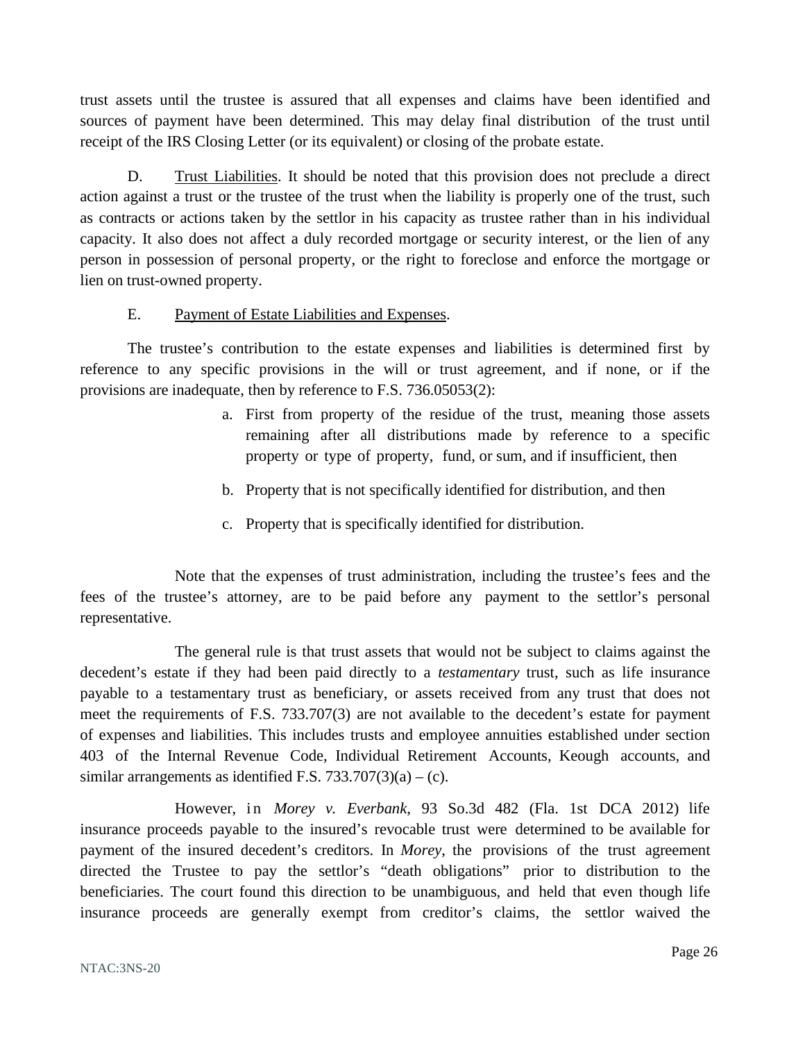trust assets until the trustee is assured that all expenses and claims have been identified and sources of payment have been determined. This may delay final distribution of the trust until receipt of the IRS Closing Letter (or its equivalent) or closing of the probate estate.

D. <u>Trust Liabilities</u>. It should be noted that this provision does not preclude a direct action against a trust or the trustee of the trust when the liability is properly one of the trust, such as contracts or actions taken by the settlor in his capacity as trustee rather than in his individual capacity. It also does not affect a duly recorded mortgage or security interest, or the lien of any person in possession of personal property, or the right to foreclose and enforce the mortgage or lien on trust-owned property.

E. <u>Payment of Estate Liabilities and Expenses</u>.

The trustee's contribution to the estate expenses and liabilities is determined first by reference to any specific provisions in the will or trust agreement, and if none, or if the provisions are inadequate, then by reference to F.S. 736.05053(2):

a. First from property of the residue of the trust, meaning those assets remaining after all distributions made by reference to a specific property or type of property, fund, or sum, and if insufficient, then

b. Property that is not specifically identified for distribution, and then

c. Property that is specifically identified for distribution.

Note that the expenses of trust administration, including the trustee's fees and the fees of the trustee's attorney, are to be paid before any payment to the settlor's personal representative.

The general rule is that trust assets that would not be subject to claims against the decedent's estate if they had been paid directly to a *testamentary* trust, such as life insurance payable to a testamentary trust as beneficiary, or assets received from any trust that does not meet the requirements of F.S. 733.707(3) are not available to the decedent's estate for payment of expenses and liabilities. This includes trusts and employee annuities established under section 403 of the Internal Revenue Code, Individual Retirement Accounts, Keough accounts, and similar arrangements as identified F.S. 733.707(3)(a) – (c).

However, in *Morey v. Everbank*, 93 So.3d 482 (Fla. 1st DCA 2012) life insurance proceeds payable to the insured's revocable trust were determined to be available for payment of the insured decedent's creditors. In *Morey*, the provisions of the trust agreement directed the Trustee to pay the settlor's "death obligations" prior to distribution to the beneficiaries. The court found this direction to be unambiguous, and held that even though life insurance proceeds are generally exempt from creditor's claims, the settlor waived the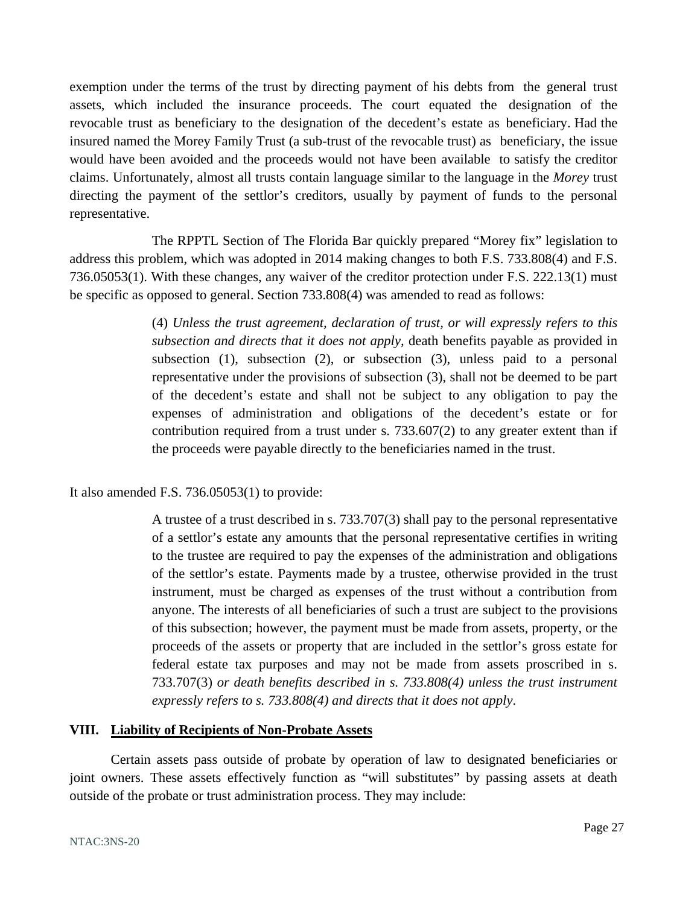exemption under the terms of the trust by directing payment of his debts from the general trust assets, which included the insurance proceeds. The court equated the designation of the revocable trust as beneficiary to the designation of the decedent's estate as beneficiary. Had the insured named the Morey Family Trust (a sub-trust of the revocable trust) as beneficiary, the issue would have been avoided and the proceeds would not have been available to satisfy the creditor claims. Unfortunately, almost all trusts contain language similar to the language in the *Morey* trust directing the payment of the settlor's creditors, usually by payment of funds to the personal representative.

The RPPTL Section of The Florida Bar quickly prepared "Morey fix" legislation to address this problem, which was adopted in 2014 making changes to both F.S. 733.808(4) and F.S. 736.05053(1). With these changes, any waiver of the creditor protection under F.S. 222.13(1) must be specific as opposed to general. Section 733.808(4) was amended to read as follows:

> (4) *Unless the trust agreement, declaration of trust, or will expressly refers to this subsection and directs that it does not apply,* death benefits payable as provided in subsection (1), subsection (2), or subsection (3), unless paid to a personal representative under the provisions of subsection (3), shall not be deemed to be part of the decedent's estate and shall not be subject to any obligation to pay the expenses of administration and obligations of the decedent's estate or for contribution required from a trust under s. 733.607(2) to any greater extent than if the proceeds were payable directly to the beneficiaries named in the trust.

It also amended F.S. 736.05053(1) to provide:

> A trustee of a trust described in s. 733.707(3) shall pay to the personal representative of a settlor's estate any amounts that the personal representative certifies in writing to the trustee are required to pay the expenses of the administration and obligations of the settlor's estate. Payments made by a trustee, otherwise provided in the trust instrument, must be charged as expenses of the trust without a contribution from anyone. The interests of all beneficiaries of such a trust are subject to the provisions of this subsection; however, the payment must be made from assets, property, or the proceeds of the assets or property that are included in the settlor's gross estate for federal estate tax purposes and may not be made from assets proscribed in s. 733.707(3) *or death benefits described in s. 733.808(4) unless the trust instrument expressly refers to s. 733.808(4) and directs that it does not apply*.

## VIII. Liability of Recipients of Non-Probate Assets

Certain assets pass outside of probate by operation of law to designated beneficiaries or joint owners. These assets effectively function as "will substitutes" by passing assets at death outside of the probate or trust administration process. They may include: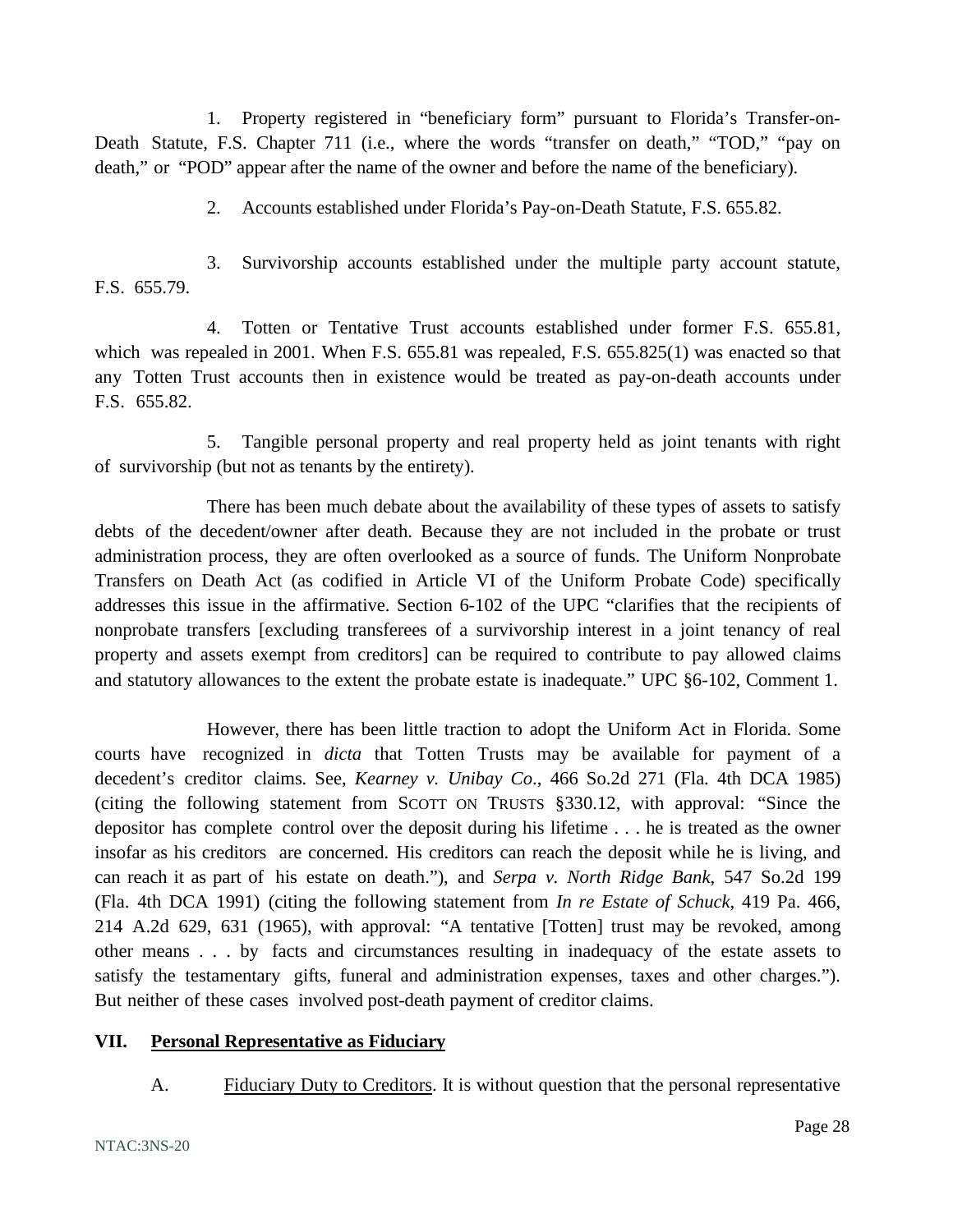1. Property registered in "beneficiary form" pursuant to Florida's Transfer-on-Death Statute, F.S. Chapter 711 (i.e., where the words "transfer on death," "TOD," "pay on death," or "POD" appear after the name of the owner and before the name of the beneficiary).

2. Accounts established under Florida's Pay-on-Death Statute, F.S. 655.82.

3. Survivorship accounts established under the multiple party account statute, F.S. 655.79.

4. Totten or Tentative Trust accounts established under former F.S. 655.81, which was repealed in 2001. When F.S. 655.81 was repealed, F.S. 655.825(1) was enacted so that any Totten Trust accounts then in existence would be treated as pay-on-death accounts under F.S. 655.82.

5. Tangible personal property and real property held as joint tenants with right of survivorship (but not as tenants by the entirety).

There has been much debate about the availability of these types of assets to satisfy debts of the decedent/owner after death. Because they are not included in the probate or trust administration process, they are often overlooked as a source of funds. The Uniform Nonprobate Transfers on Death Act (as codified in Article VI of the Uniform Probate Code) specifically addresses this issue in the affirmative. Section 6-102 of the UPC "clarifies that the recipients of nonprobate transfers [excluding transferees of a survivorship interest in a joint tenancy of real property and assets exempt from creditors] can be required to contribute to pay allowed claims and statutory allowances to the extent the probate estate is inadequate." UPC §6-102, Comment 1.

However, there has been little traction to adopt the Uniform Act in Florida. Some courts have recognized in *dicta* that Totten Trusts may be available for payment of a decedent's creditor claims. See, *Kearney v. Unibay Co*., 466 So.2d 271 (Fla. 4th DCA 1985) (citing the following statement from SCOTT ON TRUSTS §330.12, with approval: "Since the depositor has complete control over the deposit during his lifetime . . . he is treated as the owner insofar as his creditors are concerned. His creditors can reach the deposit while he is living, and can reach it as part of his estate on death."), and *Serpa v. North Ridge Bank*, 547 So.2d 199 (Fla. 4th DCA 1991) (citing the following statement from *In re Estate of Schuck*, 419 Pa. 466, 214 A.2d 629, 631 (1965), with approval: "A tentative [Totten] trust may be revoked, among other means . . . by facts and circumstances resulting in inadequacy of the estate assets to satisfy the testamentary gifts, funeral and administration expenses, taxes and other charges."). But neither of these cases involved post-death payment of creditor claims.

## VII. Personal Representative as Fiduciary

A. Fiduciary Duty to Creditors. It is without question that the personal representative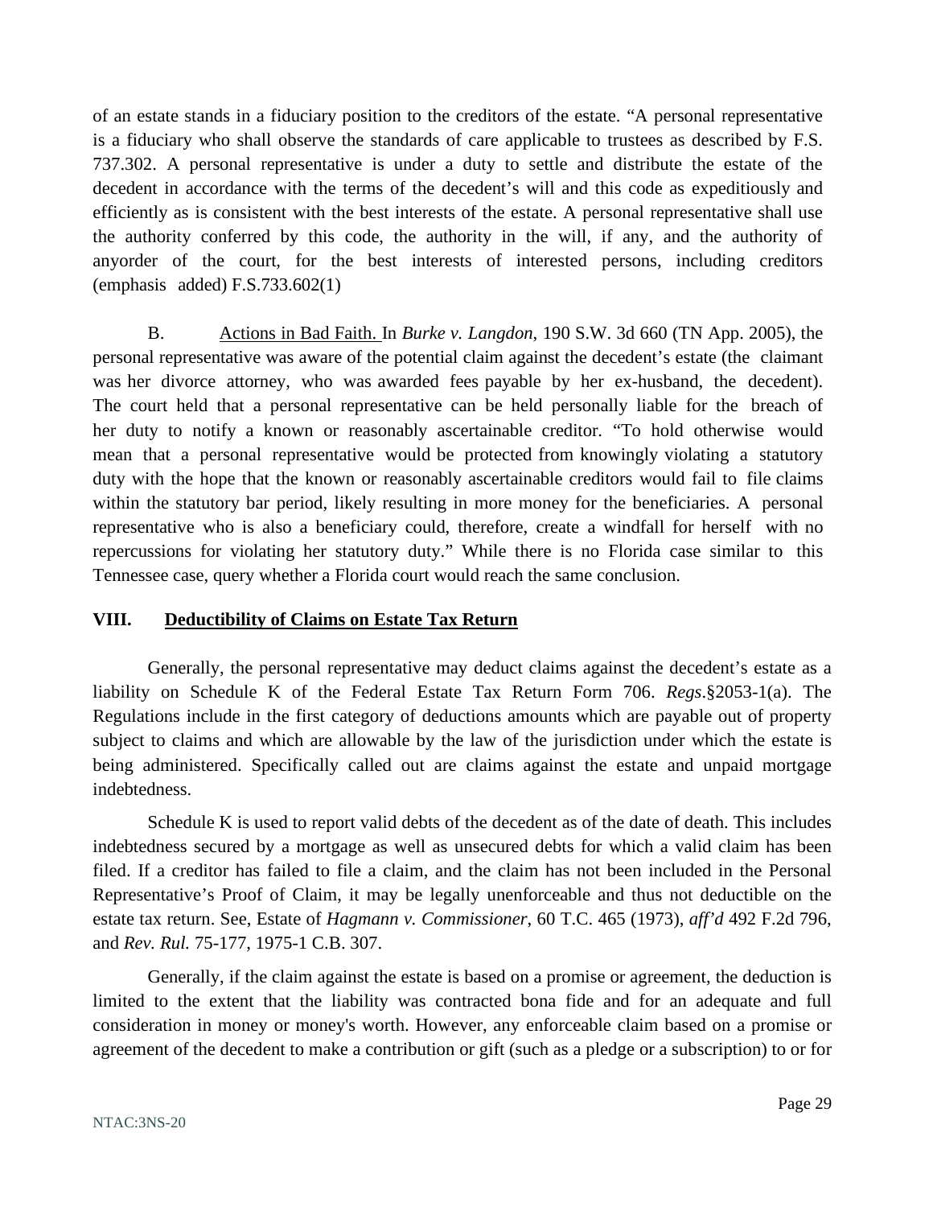of an estate stands in a fiduciary position to the creditors of the estate. "A personal representative is a fiduciary who shall observe the standards of care applicable to trustees as described by F.S. 737.302. A personal representative is under a duty to settle and distribute the estate of the decedent in accordance with the terms of the decedent's will and this code as expeditiously and efficiently as is consistent with the best interests of the estate. A personal representative shall use the authority conferred by this code, the authority in the will, if any, and the authority of anyorder of the court, for the best interests of interested persons, including creditors (emphasis added) F.S.733.602(1)

B. Actions in Bad Faith. In *Burke v. Langdon*, 190 S.W. 3d 660 (TN App. 2005), the personal representative was aware of the potential claim against the decedent's estate (the claimant was her divorce attorney, who was awarded fees payable by her ex-husband, the decedent). The court held that a personal representative can be held personally liable for the breach of her duty to notify a known or reasonably ascertainable creditor. "To hold otherwise would mean that a personal representative would be protected from knowingly violating a statutory duty with the hope that the known or reasonably ascertainable creditors would fail to file claims within the statutory bar period, likely resulting in more money for the beneficiaries. A personal representative who is also a beneficiary could, therefore, create a windfall for herself with no repercussions for violating her statutory duty." While there is no Florida case similar to this Tennessee case, query whether a Florida court would reach the same conclusion.

## VIII. Deductibility of Claims on Estate Tax Return

Generally, the personal representative may deduct claims against the decedent's estate as a liability on Schedule K of the Federal Estate Tax Return Form 706. *Regs*.§2053-1(a). The Regulations include in the first category of deductions amounts which are payable out of property subject to claims and which are allowable by the law of the jurisdiction under which the estate is being administered. Specifically called out are claims against the estate and unpaid mortgage indebtedness.

Schedule K is used to report valid debts of the decedent as of the date of death. This includes indebtedness secured by a mortgage as well as unsecured debts for which a valid claim has been filed. If a creditor has failed to file a claim, and the claim has not been included in the Personal Representative's Proof of Claim, it may be legally unenforceable and thus not deductible on the estate tax return. See, Estate of *Hagmann v. Commissioner*, 60 T.C. 465 (1973), *aff'd* 492 F.2d 796, and *Rev. Rul.* 75-177, 1975-1 C.B. 307.

Generally, if the claim against the estate is based on a promise or agreement, the deduction is limited to the extent that the liability was contracted bona fide and for an adequate and full consideration in money or money's worth. However, any enforceable claim based on a promise or agreement of the decedent to make a contribution or gift (such as a pledge or a subscription) to or for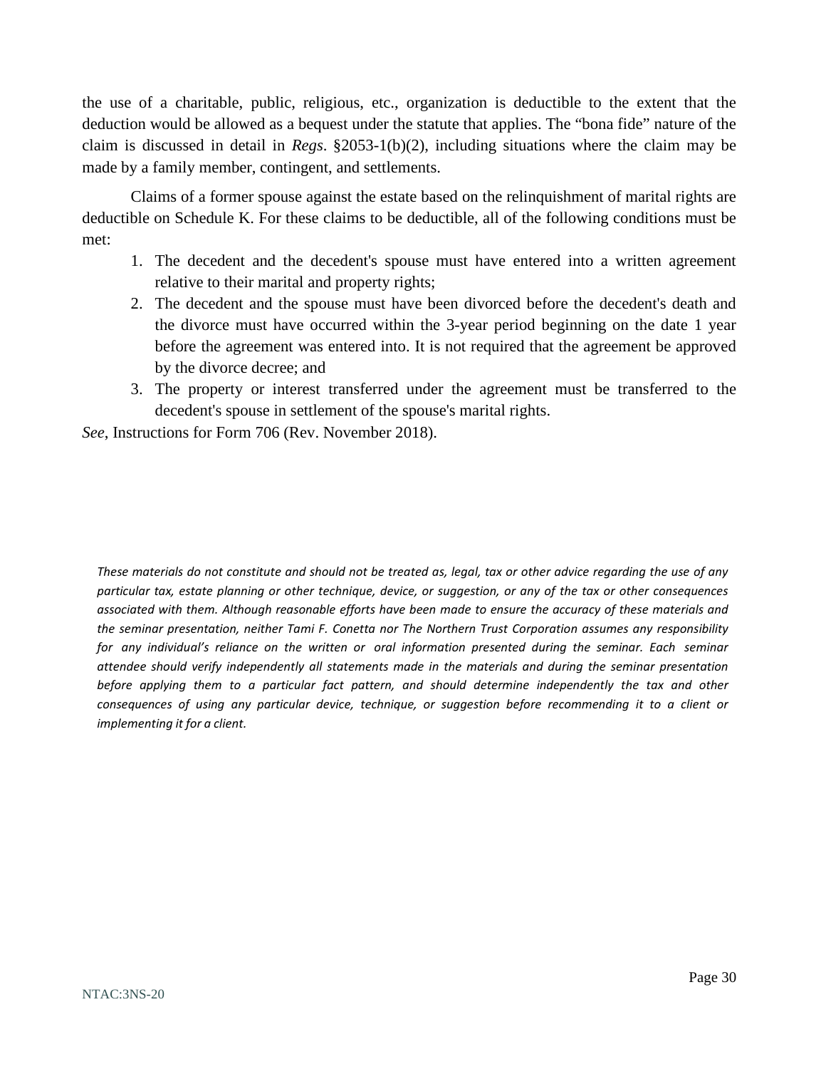the use of a charitable, public, religious, etc., organization is deductible to the extent that the deduction would be allowed as a bequest under the statute that applies. The “bona fide” nature of the claim is discussed in detail in *Regs*. §2053-1(b)(2), including situations where the claim may be made by a family member, contingent, and settlements.

Claims of a former spouse against the estate based on the relinquishment of marital rights are deductible on Schedule K. For these claims to be deductible, all of the following conditions must be met:

1. The decedent and the decedent's spouse must have entered into a written agreement relative to their marital and property rights;
2. The decedent and the spouse must have been divorced before the decedent's death and the divorce must have occurred within the 3-year period beginning on the date 1 year before the agreement was entered into. It is not required that the agreement be approved by the divorce decree; and
3. The property or interest transferred under the agreement must be transferred to the decedent's spouse in settlement of the spouse's marital rights.

*See*, Instructions for Form 706 (Rev. November 2018).

*These materials do not constitute and should not be treated as, legal, tax or other advice regarding the use of any particular tax, estate planning or other technique, device, or suggestion, or any of the tax or other consequences associated with them. Although reasonable efforts have been made to ensure the accuracy of these materials and the seminar presentation, neither Tami F. Conetta nor The Northern Trust Corporation assumes any responsibility for any individual’s reliance on the written or oral information presented during the seminar. Each seminar attendee should verify independently all statements made in the materials and during the seminar presentation before applying them to a particular fact pattern, and should determine independently the tax and other consequences of using any particular device, technique, or suggestion before recommending it to a client or implementing it for a client.*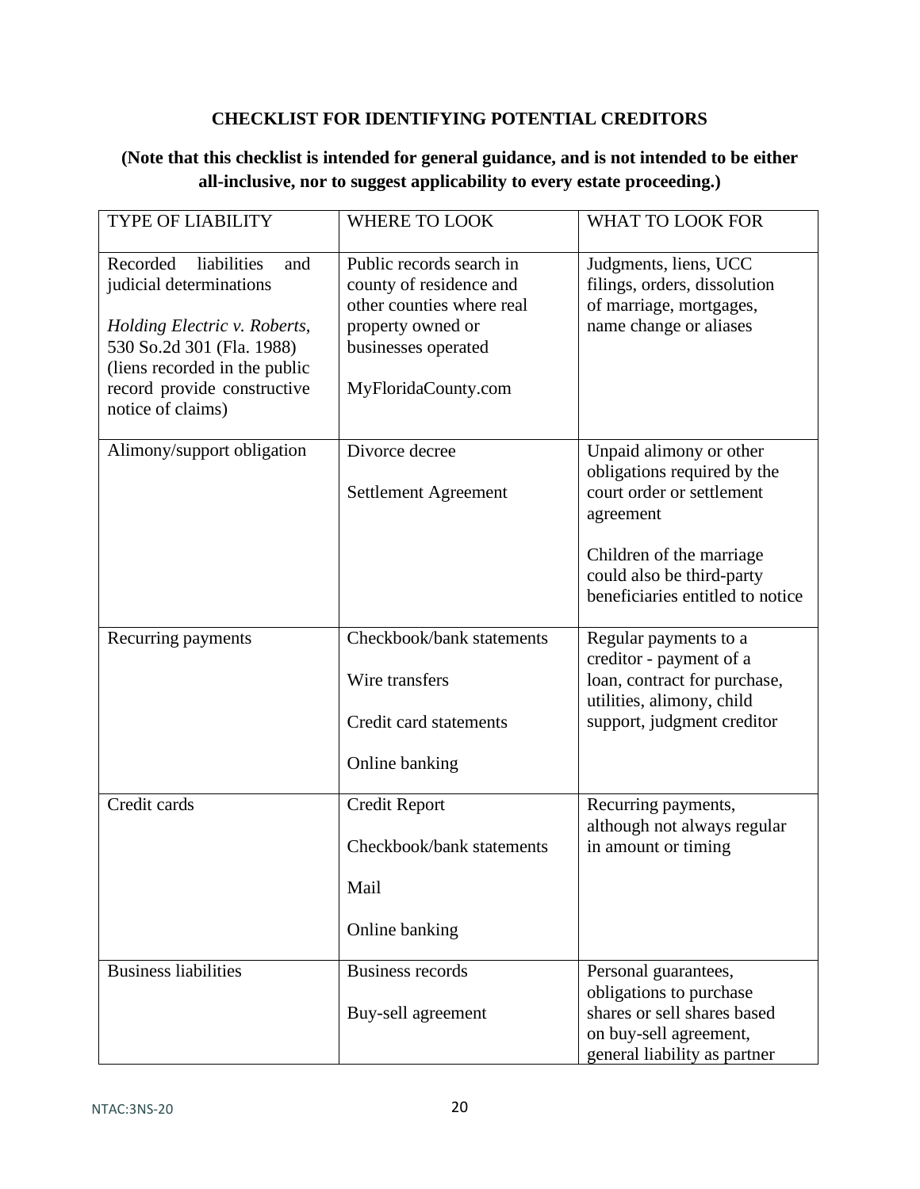**CHECKLIST FOR IDENTIFYING POTENTIAL CREDITORS**

**(Note that this checklist is intended for general guidance, and is not intended to be either all-inclusive, nor to suggest applicability to every estate proceeding.)**

| TYPE OF LIABILITY | WHERE TO LOOK | WHAT TO LOOK FOR |
|---|---|---|
| Recorded liabilities and judicial determinations<br><br>*Holding Electric v. Roberts*, 530 So.2d 301 (Fla. 1988) (liens recorded in the public record provide constructive notice of claims) | Public records search in county of residence and other counties where real property owned or businesses operated<br><br>MyFloridaCounty.com | Judgments, liens, UCC filings, orders, dissolution of marriage, mortgages, name change or aliases |
| Alimony/support obligation | Divorce decree<br><br>Settlement Agreement | Unpaid alimony or other obligations required by the court order or settlement agreement<br><br>Children of the marriage could also be third-party beneficiaries entitled to notice |
| Recurring payments | Checkbook/bank statements<br><br>Wire transfers<br><br>Credit card statements<br><br>Online banking | Regular payments to a creditor - payment of a loan, contract for purchase, utilities, alimony, child support, judgment creditor |
| Credit cards | Credit Report<br><br>Checkbook/bank statements<br><br>Mail<br><br>Online banking | Recurring payments, although not always regular in amount or timing |
| Business liabilities | Business records<br><br>Buy-sell agreement | Personal guarantees, obligations to purchase shares or sell shares based on buy-sell agreement, general liability as partner |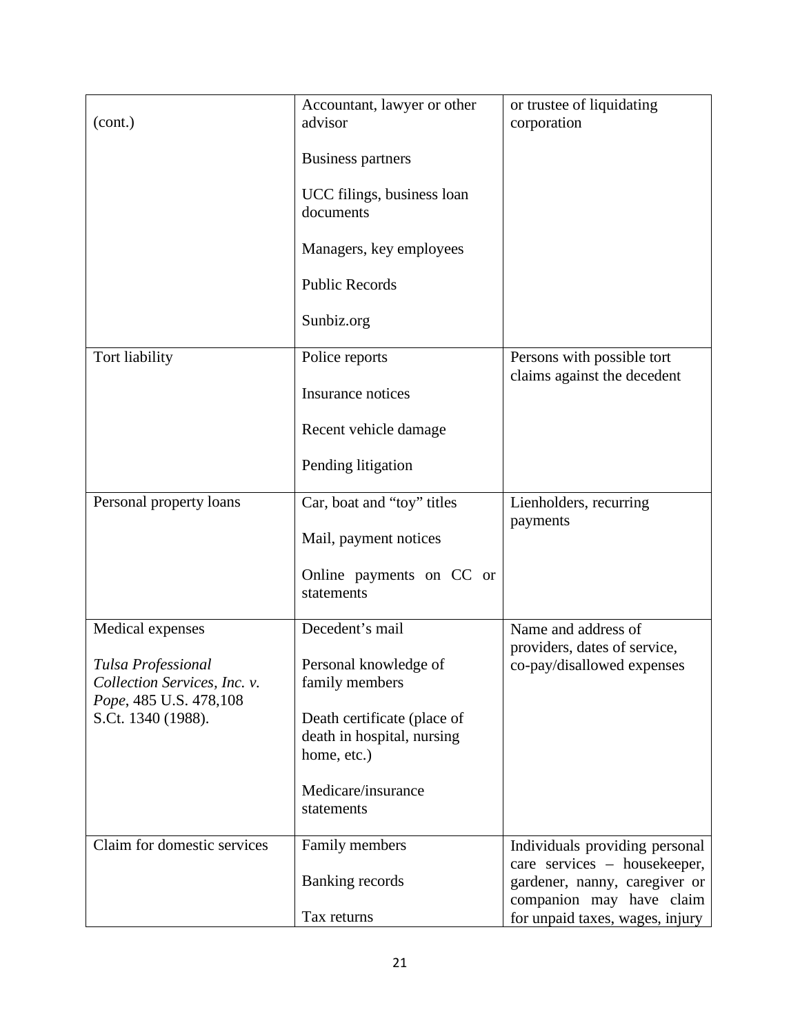| | | |
|---|---|---|
| (cont.) | Accountant, lawyer or other advisor<br><br>Business partners<br><br>UCC filings, business loan documents<br><br>Managers, key employees<br><br>Public Records<br><br>Sunbiz.org | or trustee of liquidating corporation |
| Tort liability | Police reports<br><br>Insurance notices<br><br>Recent vehicle damage<br><br>Pending litigation | Persons with possible tort claims against the decedent |
| Personal property loans | Car, boat and "toy" titles<br><br>Mail, payment notices<br><br>Online payments on CC or statements | Lienholders, recurring payments |
| Medical expenses<br><br>*Tulsa Professional Collection Services, Inc. v. Pope*, 485 U.S. 478,108 S.Ct. 1340 (1988). | Decedent's mail<br><br>Personal knowledge of family members<br><br>Death certificate (place of death in hospital, nursing home, etc.)<br><br>Medicare/insurance statements | Name and address of providers, dates of service, co-pay/disallowed expenses |
| Claim for domestic services | Family members<br><br>Banking records<br><br>Tax returns | Individuals providing personal care services – housekeeper, gardener, nanny, caregiver or companion may have claim for unpaid taxes, wages, injury |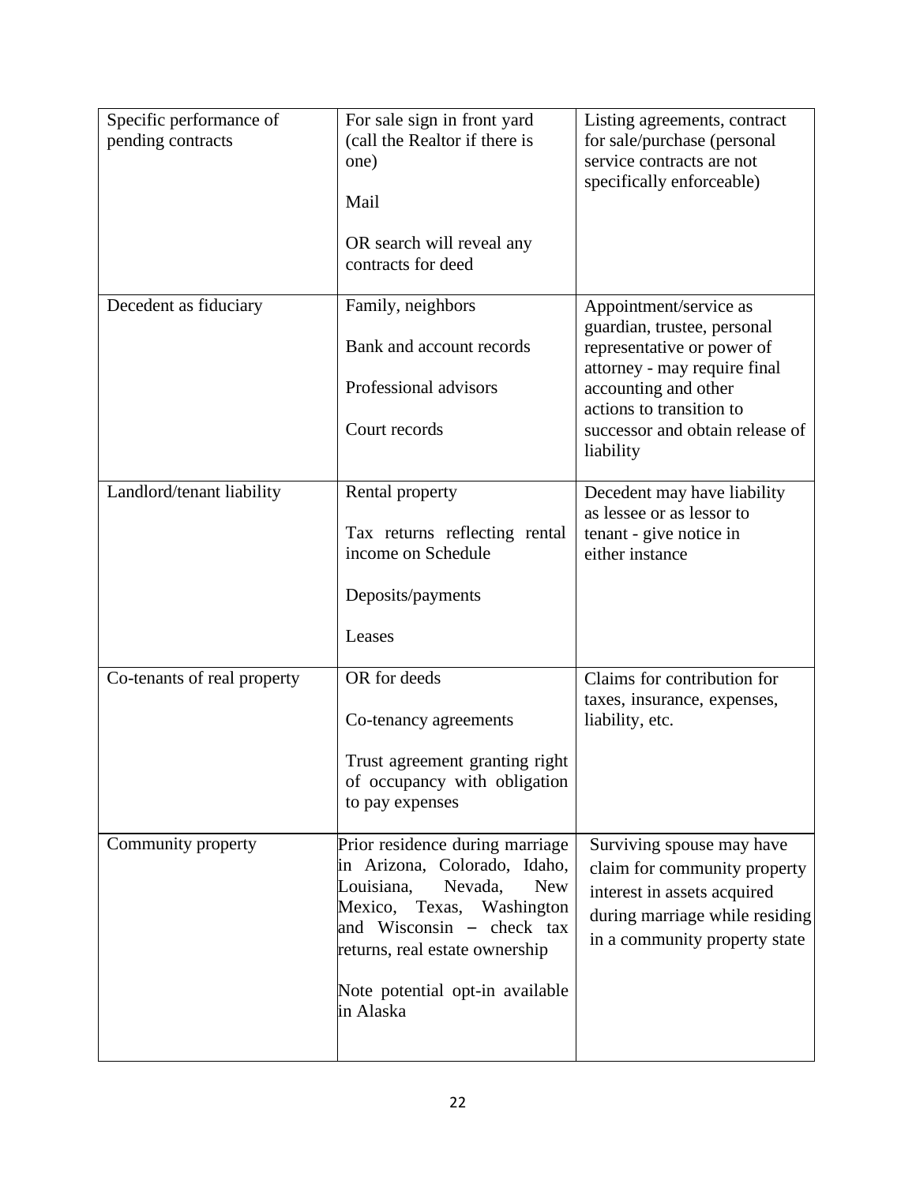| Specific performance of pending contracts | For sale sign in front yard (call the Realtor if there is one)<br><br>Mail<br><br>OR search will reveal any contracts for deed | Listing agreements, contract for sale/purchase (personal service contracts are not specifically enforceable) |
|---|---|---|
| Decedent as fiduciary | Family, neighbors<br><br>Bank and account records<br><br>Professional advisors<br><br>Court records | Appointment/service as guardian, trustee, personal representative or power of attorney - may require final accounting and other actions to transition to successor and obtain release of liability |
| Landlord/tenant liability | Rental property<br><br>Tax returns reflecting rental income on Schedule<br><br>Deposits/payments<br><br>Leases | Decedent may have liability as lessee or as lessor to tenant - give notice in either instance |
| Co-tenants of real property | OR for deeds<br><br>Co-tenancy agreements<br><br>Trust agreement granting right of occupancy with obligation to pay expenses | Claims for contribution for taxes, insurance, expenses, liability, etc. |
| Community property | Prior residence during marriage in Arizona, Colorado, Idaho, Louisiana, Nevada, New Mexico, Texas, Washington and Wisconsin – check tax returns, real estate ownership<br><br>Note potential opt-in available in Alaska | Surviving spouse may have claim for community property interest in assets acquired during marriage while residing in a community property state |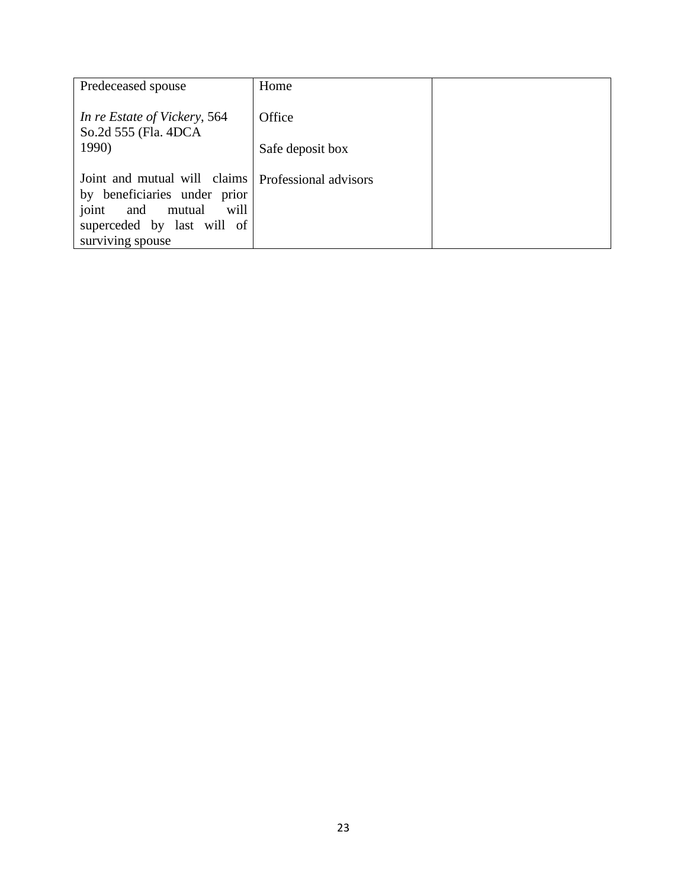| | | |
|---|---|---|
| Predeceased spouse<br><br>*In re Estate of Vickery*, 564 So.2d 555 (Fla. 4DCA 1990)<br><br>Joint and mutual will claims by beneficiaries under prior joint and mutual will superceded by last will of surviving spouse | Home<br><br>Office<br><br>Safe deposit box<br><br>Professional advisors | |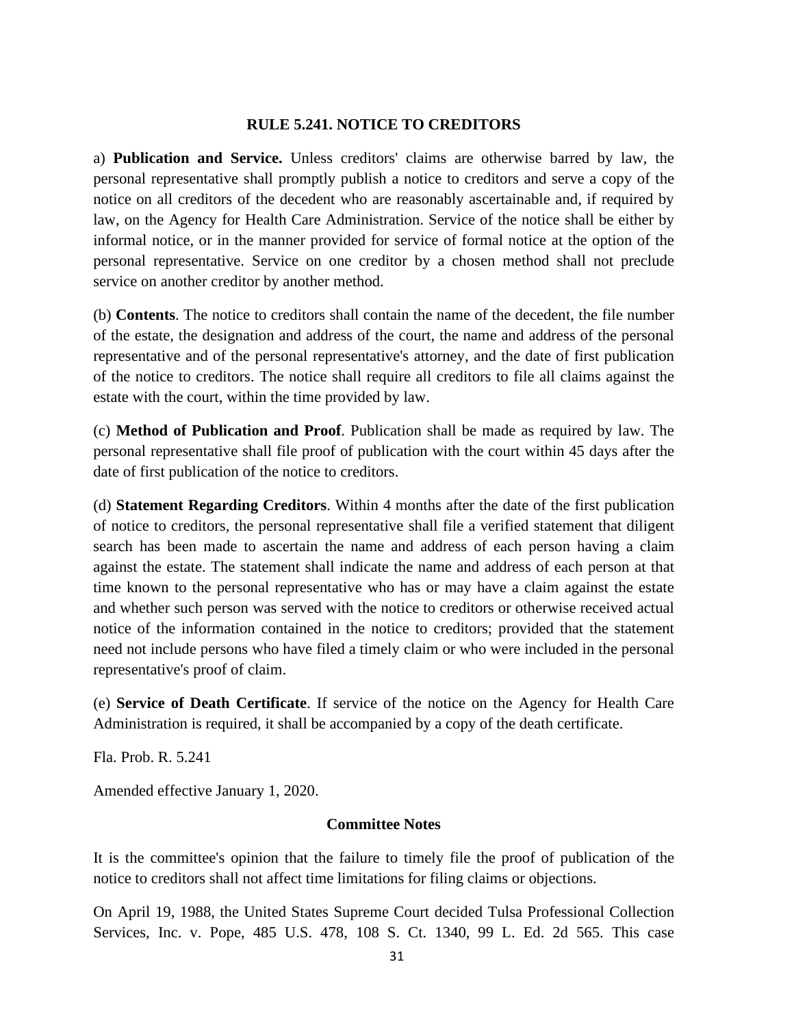### RULE 5.241. NOTICE TO CREDITORS

a) **Publication and Service.** Unless creditors' claims are otherwise barred by law, the personal representative shall promptly publish a notice to creditors and serve a copy of the notice on all creditors of the decedent who are reasonably ascertainable and, if required by law, on the Agency for Health Care Administration. Service of the notice shall be either by informal notice, or in the manner provided for service of formal notice at the option of the personal representative. Service on one creditor by a chosen method shall not preclude service on another creditor by another method.

(b) **Contents**. The notice to creditors shall contain the name of the decedent, the file number of the estate, the designation and address of the court, the name and address of the personal representative and of the personal representative's attorney, and the date of first publication of the notice to creditors. The notice shall require all creditors to file all claims against the estate with the court, within the time provided by law.

(c) **Method of Publication and Proof**. Publication shall be made as required by law. The personal representative shall file proof of publication with the court within 45 days after the date of first publication of the notice to creditors.

(d) **Statement Regarding Creditors**. Within 4 months after the date of the first publication of notice to creditors, the personal representative shall file a verified statement that diligent search has been made to ascertain the name and address of each person having a claim against the estate. The statement shall indicate the name and address of each person at that time known to the personal representative who has or may have a claim against the estate and whether such person was served with the notice to creditors or otherwise received actual notice of the information contained in the notice to creditors; provided that the statement need not include persons who have filed a timely claim or who were included in the personal representative's proof of claim.

(e) **Service of Death Certificate**. If service of the notice on the Agency for Health Care Administration is required, it shall be accompanied by a copy of the death certificate.

Fla. Prob. R. 5.241

Amended effective January 1, 2020.

#### Committee Notes

It is the committee's opinion that the failure to timely file the proof of publication of the notice to creditors shall not affect time limitations for filing claims or objections.

On April 19, 1988, the United States Supreme Court decided Tulsa Professional Collection Services, Inc. v. Pope, 485 U.S. 478, 108 S. Ct. 1340, 99 L. Ed. 2d 565. This case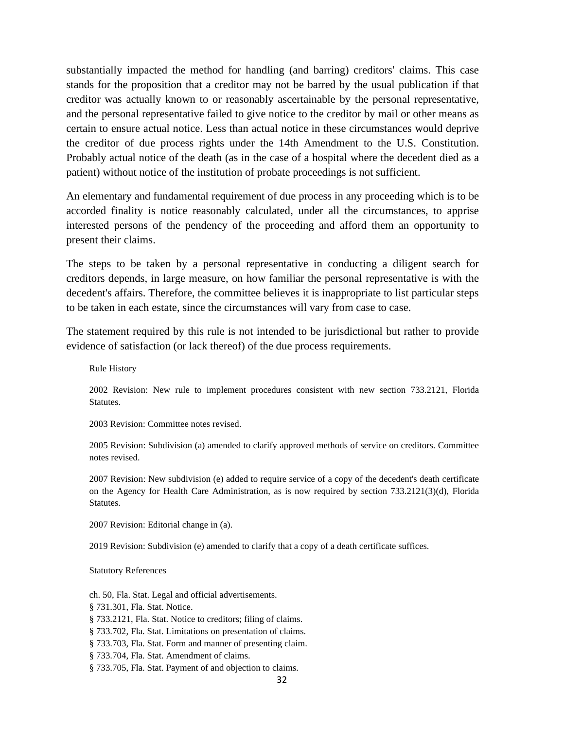substantially impacted the method for handling (and barring) creditors' claims. This case stands for the proposition that a creditor may not be barred by the usual publication if that creditor was actually known to or reasonably ascertainable by the personal representative, and the personal representative failed to give notice to the creditor by mail or other means as certain to ensure actual notice. Less than actual notice in these circumstances would deprive the creditor of due process rights under the 14th Amendment to the U.S. Constitution. Probably actual notice of the death (as in the case of a hospital where the decedent died as a patient) without notice of the institution of probate proceedings is not sufficient.

An elementary and fundamental requirement of due process in any proceeding which is to be accorded finality is notice reasonably calculated, under all the circumstances, to apprise interested persons of the pendency of the proceeding and afford them an opportunity to present their claims.

The steps to be taken by a personal representative in conducting a diligent search for creditors depends, in large measure, on how familiar the personal representative is with the decedent's affairs. Therefore, the committee believes it is inappropriate to list particular steps to be taken in each estate, since the circumstances will vary from case to case.

The statement required by this rule is not intended to be jurisdictional but rather to provide evidence of satisfaction (or lack thereof) of the due process requirements.

Rule History

2002 Revision: New rule to implement procedures consistent with new section 733.2121, Florida Statutes.

2003 Revision: Committee notes revised.

2005 Revision: Subdivision (a) amended to clarify approved methods of service on creditors. Committee notes revised.

2007 Revision: New subdivision (e) added to require service of a copy of the decedent's death certificate on the Agency for Health Care Administration, as is now required by section 733.2121(3)(d), Florida Statutes.

2007 Revision: Editorial change in (a).

2019 Revision: Subdivision (e) amended to clarify that a copy of a death certificate suffices.

Statutory References

ch. 50, Fla. Stat. Legal and official advertisements.
§ 731.301, Fla. Stat. Notice.
§ 733.2121, Fla. Stat. Notice to creditors; filing of claims.
§ 733.702, Fla. Stat. Limitations on presentation of claims.
§ 733.703, Fla. Stat. Form and manner of presenting claim.
§ 733.704, Fla. Stat. Amendment of claims.
§ 733.705, Fla. Stat. Payment of and objection to claims.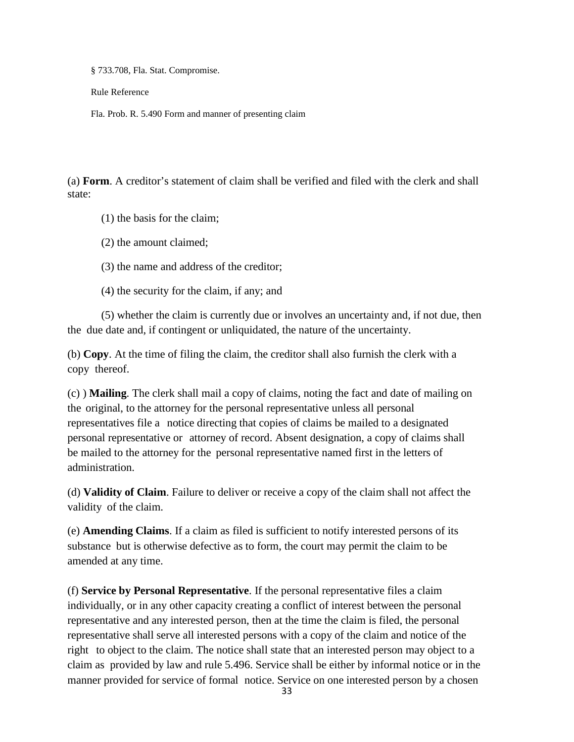§ 733.708, Fla. Stat. Compromise.

Rule Reference

Fla. Prob. R. 5.490 Form and manner of presenting claim

(a) **Form**. A creditor's statement of claim shall be verified and filed with the clerk and shall state:

(1) the basis for the claim;

(2) the amount claimed;

(3) the name and address of the creditor;

(4) the security for the claim, if any; and

(5) whether the claim is currently due or involves an uncertainty and, if not due, then the due date and, if contingent or unliquidated, the nature of the uncertainty.

(b) **Copy**. At the time of filing the claim, the creditor shall also furnish the clerk with a copy thereof.

(c) ) **Mailing**. The clerk shall mail a copy of claims, noting the fact and date of mailing on the original, to the attorney for the personal representative unless all personal representatives file a notice directing that copies of claims be mailed to a designated personal representative or attorney of record. Absent designation, a copy of claims shall be mailed to the attorney for the personal representative named first in the letters of administration.

(d) **Validity of Claim**. Failure to deliver or receive a copy of the claim shall not affect the validity of the claim.

(e) **Amending Claims**. If a claim as filed is sufficient to notify interested persons of its substance but is otherwise defective as to form, the court may permit the claim to be amended at any time.

(f) **Service by Personal Representative**. If the personal representative files a claim individually, or in any other capacity creating a conflict of interest between the personal representative and any interested person, then at the time the claim is filed, the personal representative shall serve all interested persons with a copy of the claim and notice of the right to object to the claim. The notice shall state that an interested person may object to a claim as provided by law and rule 5.496. Service shall be either by informal notice or in the manner provided for service of formal notice. Service on one interested person by a chosen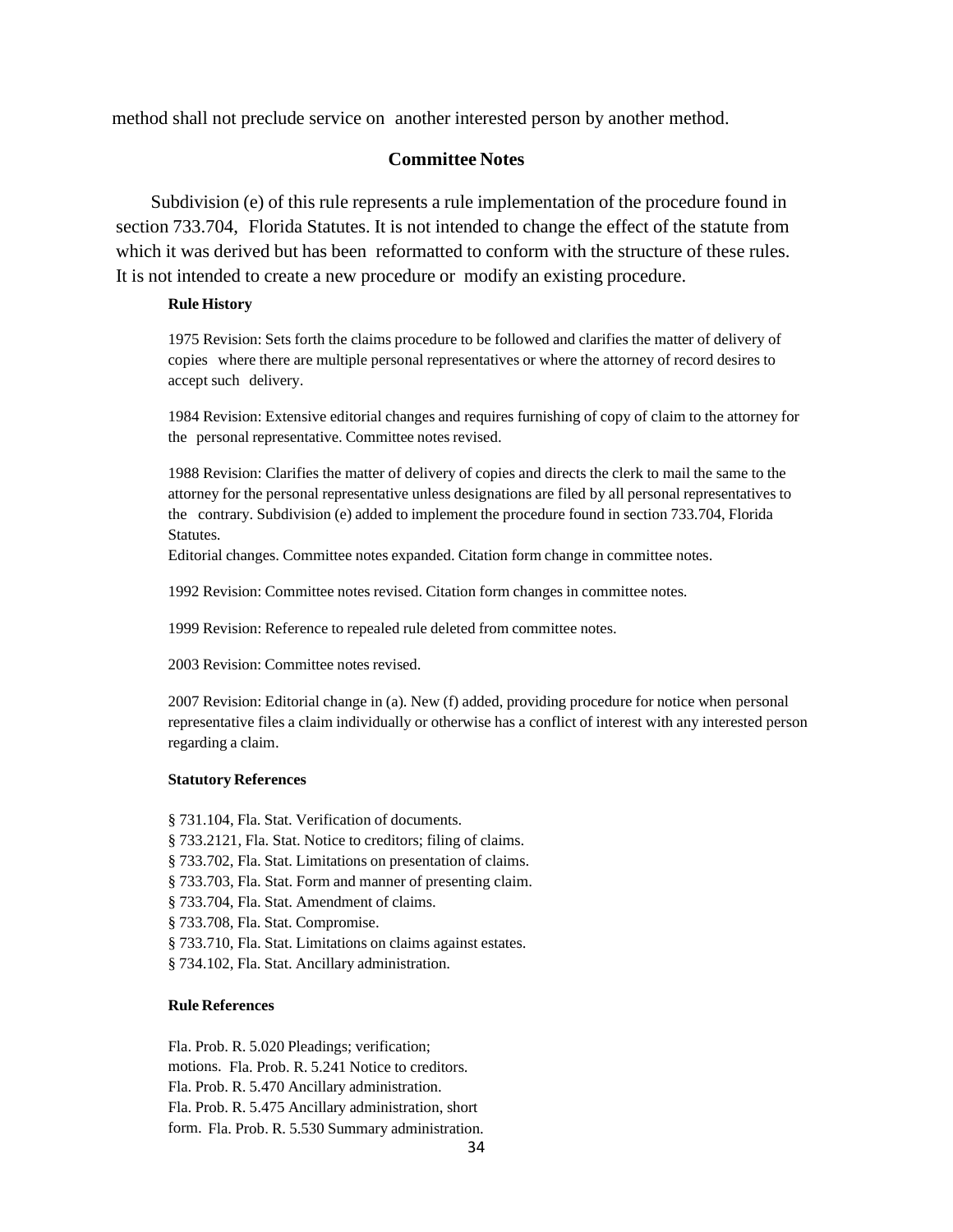method shall not preclude service on another interested person by another method.

## Committee Notes

Subdivision (e) of this rule represents a rule implementation of the procedure found in section 733.704, Florida Statutes. It is not intended to change the effect of the statute from which it was derived but has been reformatted to conform with the structure of these rules. It is not intended to create a new procedure or modify an existing procedure.

**Rule History**

1975 Revision: Sets forth the claims procedure to be followed and clarifies the matter of delivery of copies where there are multiple personal representatives or where the attorney of record desires to accept such delivery.

1984 Revision: Extensive editorial changes and requires furnishing of copy of claim to the attorney for the personal representative. Committee notes revised.

1988 Revision: Clarifies the matter of delivery of copies and directs the clerk to mail the same to the attorney for the personal representative unless designations are filed by all personal representatives to the contrary. Subdivision (e) added to implement the procedure found in section 733.704, Florida Statutes.
Editorial changes. Committee notes expanded. Citation form change in committee notes.

1992 Revision: Committee notes revised. Citation form changes in committee notes.

1999 Revision: Reference to repealed rule deleted from committee notes.

2003 Revision: Committee notes revised.

2007 Revision: Editorial change in (a). New (f) added, providing procedure for notice when personal representative files a claim individually or otherwise has a conflict of interest with any interested person regarding a claim.

**Statutory References**

§ 731.104, Fla. Stat. Verification of documents.
§ 733.2121, Fla. Stat. Notice to creditors; filing of claims.
§ 733.702, Fla. Stat. Limitations on presentation of claims.
§ 733.703, Fla. Stat. Form and manner of presenting claim.
§ 733.704, Fla. Stat. Amendment of claims.
§ 733.708, Fla. Stat. Compromise.
§ 733.710, Fla. Stat. Limitations on claims against estates.
§ 734.102, Fla. Stat. Ancillary administration.

**Rule References**

Fla. Prob. R. 5.020 Pleadings; verification; motions.
Fla. Prob. R. 5.241 Notice to creditors.
Fla. Prob. R. 5.470 Ancillary administration.
Fla. Prob. R. 5.475 Ancillary administration, short form.
Fla. Prob. R. 5.530 Summary administration.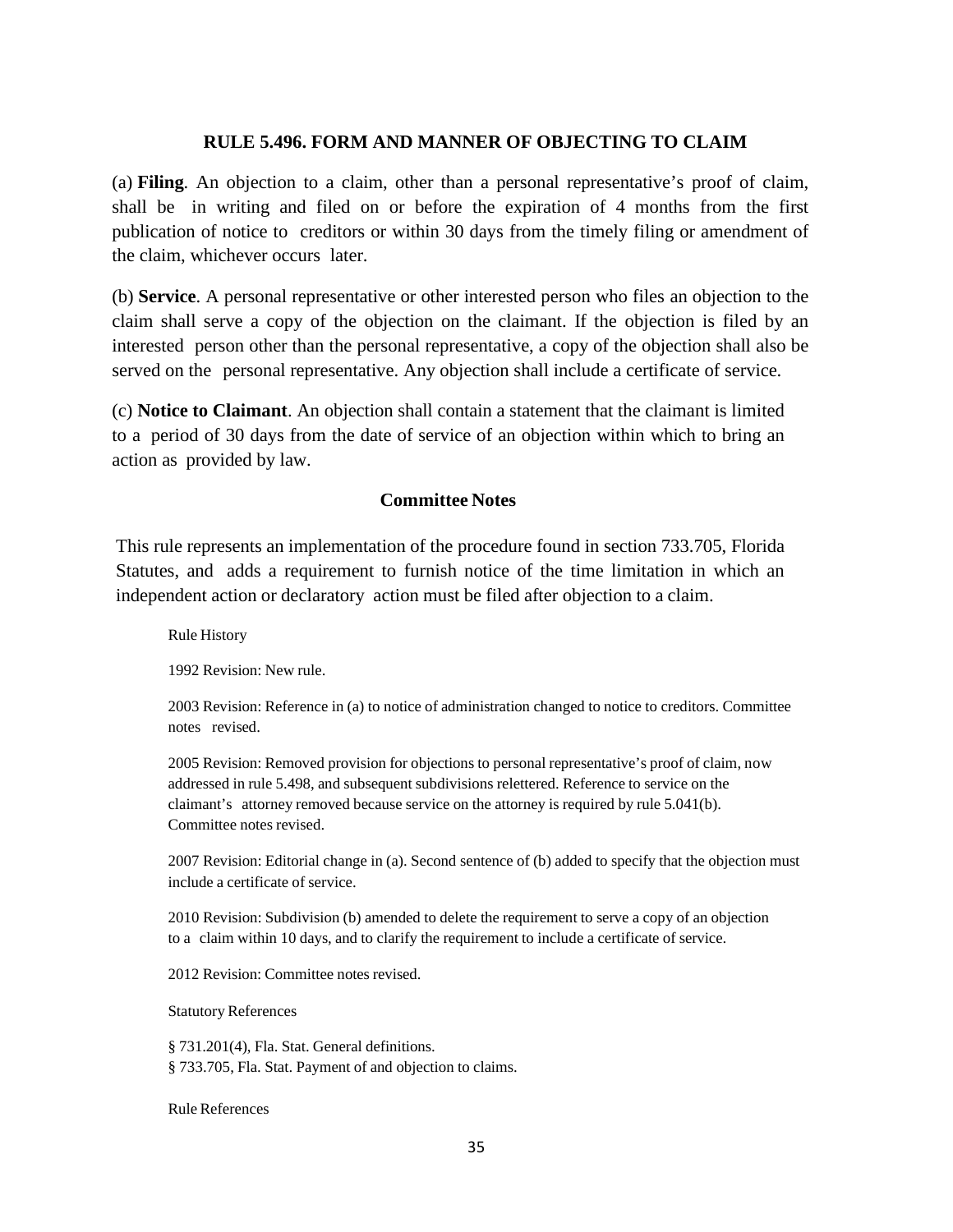## RULE 5.496. FORM AND MANNER OF OBJECTING TO CLAIM

(a) **Filing**. An objection to a claim, other than a personal representative's proof of claim, shall be in writing and filed on or before the expiration of 4 months from the first publication of notice to creditors or within 30 days from the timely filing or amendment of the claim, whichever occurs later.

(b) **Service**. A personal representative or other interested person who files an objection to the claim shall serve a copy of the objection on the claimant. If the objection is filed by an interested person other than the personal representative, a copy of the objection shall also be served on the personal representative. Any objection shall include a certificate of service.

(c) **Notice to Claimant**. An objection shall contain a statement that the claimant is limited to a period of 30 days from the date of service of an objection within which to bring an action as provided by law.

### Committee Notes

This rule represents an implementation of the procedure found in section 733.705, Florida Statutes, and adds a requirement to furnish notice of the time limitation in which an independent action or declaratory action must be filed after objection to a claim.

Rule History

1992 Revision: New rule.

2003 Revision: Reference in (a) to notice of administration changed to notice to creditors. Committee notes revised.

2005 Revision: Removed provision for objections to personal representative's proof of claim, now addressed in rule 5.498, and subsequent subdivisions relettered. Reference to service on the claimant's attorney removed because service on the attorney is required by rule 5.041(b). Committee notes revised.

2007 Revision: Editorial change in (a). Second sentence of (b) added to specify that the objection must include a certificate of service.

2010 Revision: Subdivision (b) amended to delete the requirement to serve a copy of an objection to a claim within 10 days, and to clarify the requirement to include a certificate of service.

2012 Revision: Committee notes revised.

Statutory References

§ 731.201(4), Fla. Stat. General definitions.
§ 733.705, Fla. Stat. Payment of and objection to claims.

Rule References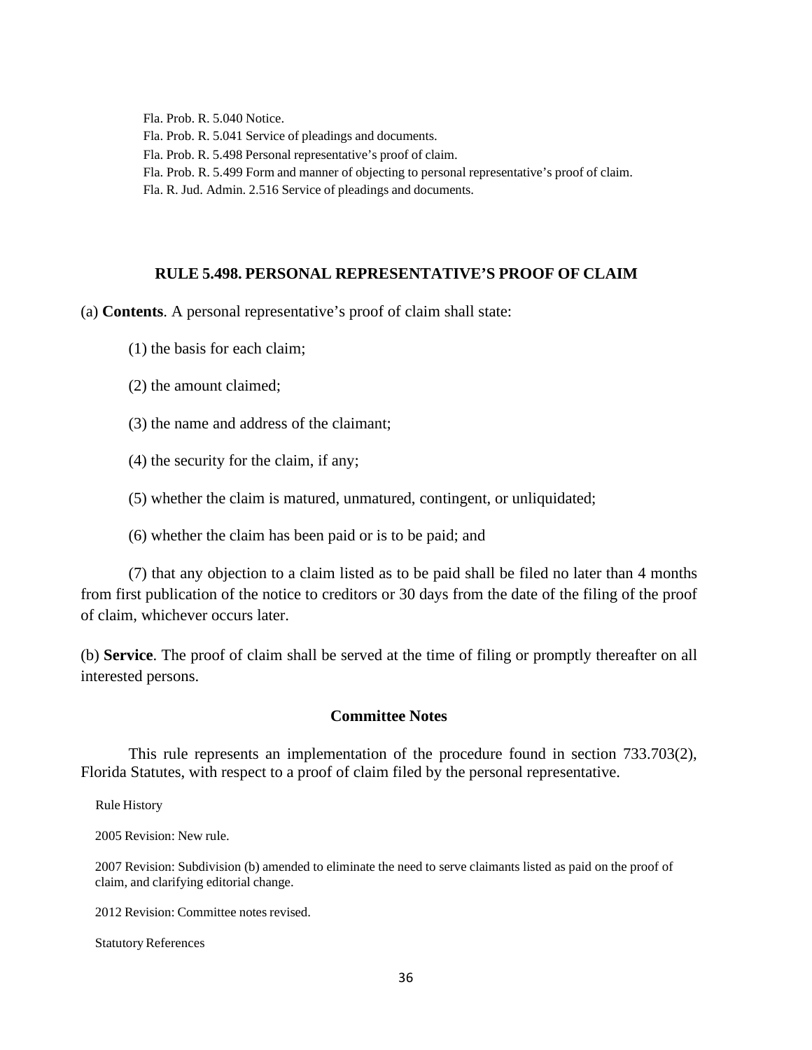Fla. Prob. R. 5.040 Notice.

Fla. Prob. R. 5.041 Service of pleadings and documents.

Fla. Prob. R. 5.498 Personal representative's proof of claim.

Fla. Prob. R. 5.499 Form and manner of objecting to personal representative's proof of claim.

Fla. R. Jud. Admin. 2.516 Service of pleadings and documents.

## RULE 5.498. PERSONAL REPRESENTATIVE'S PROOF OF CLAIM

(a) **Contents**. A personal representative's proof of claim shall state:

(1) the basis for each claim;

(2) the amount claimed;

(3) the name and address of the claimant;

(4) the security for the claim, if any;

(5) whether the claim is matured, unmatured, contingent, or unliquidated;

(6) whether the claim has been paid or is to be paid; and

(7) that any objection to a claim listed as to be paid shall be filed no later than 4 months from first publication of the notice to creditors or 30 days from the date of the filing of the proof of claim, whichever occurs later.

(b) **Service**. The proof of claim shall be served at the time of filing or promptly thereafter on all interested persons.

### Committee Notes

This rule represents an implementation of the procedure found in section 733.703(2), Florida Statutes, with respect to a proof of claim filed by the personal representative.

Rule History

2005 Revision: New rule.

2007 Revision: Subdivision (b) amended to eliminate the need to serve claimants listed as paid on the proof of claim, and clarifying editorial change.

2012 Revision: Committee notes revised.

Statutory References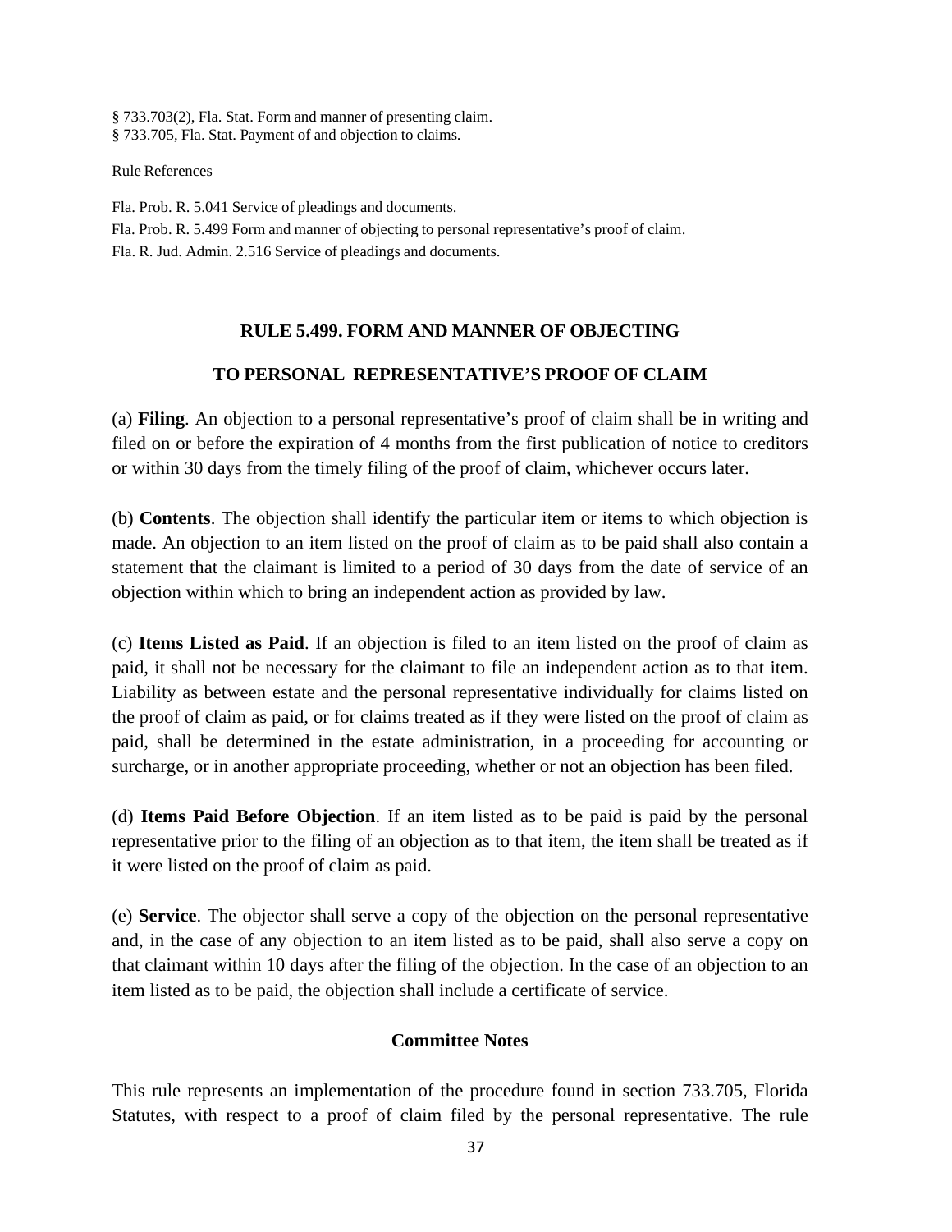§ 733.703(2), Fla. Stat. Form and manner of presenting claim.
§ 733.705, Fla. Stat. Payment of and objection to claims.

Rule References

Fla. Prob. R. 5.041 Service of pleadings and documents.
Fla. Prob. R. 5.499 Form and manner of objecting to personal representative's proof of claim.
Fla. R. Jud. Admin. 2.516 Service of pleadings and documents.

## RULE 5.499. FORM AND MANNER OF OBJECTING TO PERSONAL REPRESENTATIVE'S PROOF OF CLAIM

(a) **Filing**. An objection to a personal representative's proof of claim shall be in writing and filed on or before the expiration of 4 months from the first publication of notice to creditors or within 30 days from the timely filing of the proof of claim, whichever occurs later.

(b) **Contents**. The objection shall identify the particular item or items to which objection is made. An objection to an item listed on the proof of claim as to be paid shall also contain a statement that the claimant is limited to a period of 30 days from the date of service of an objection within which to bring an independent action as provided by law.

(c) **Items Listed as Paid**. If an objection is filed to an item listed on the proof of claim as paid, it shall not be necessary for the claimant to file an independent action as to that item. Liability as between estate and the personal representative individually for claims listed on the proof of claim as paid, or for claims treated as if they were listed on the proof of claim as paid, shall be determined in the estate administration, in a proceeding for accounting or surcharge, or in another appropriate proceeding, whether or not an objection has been filed.

(d) **Items Paid Before Objection**. If an item listed as to be paid is paid by the personal representative prior to the filing of an objection as to that item, the item shall be treated as if it were listed on the proof of claim as paid.

(e) **Service**. The objector shall serve a copy of the objection on the personal representative and, in the case of any objection to an item listed as to be paid, shall also serve a copy on that claimant within 10 days after the filing of the objection. In the case of an objection to an item listed as to be paid, the objection shall include a certificate of service.

### Committee Notes

This rule represents an implementation of the procedure found in section 733.705, Florida Statutes, with respect to a proof of claim filed by the personal representative. The rule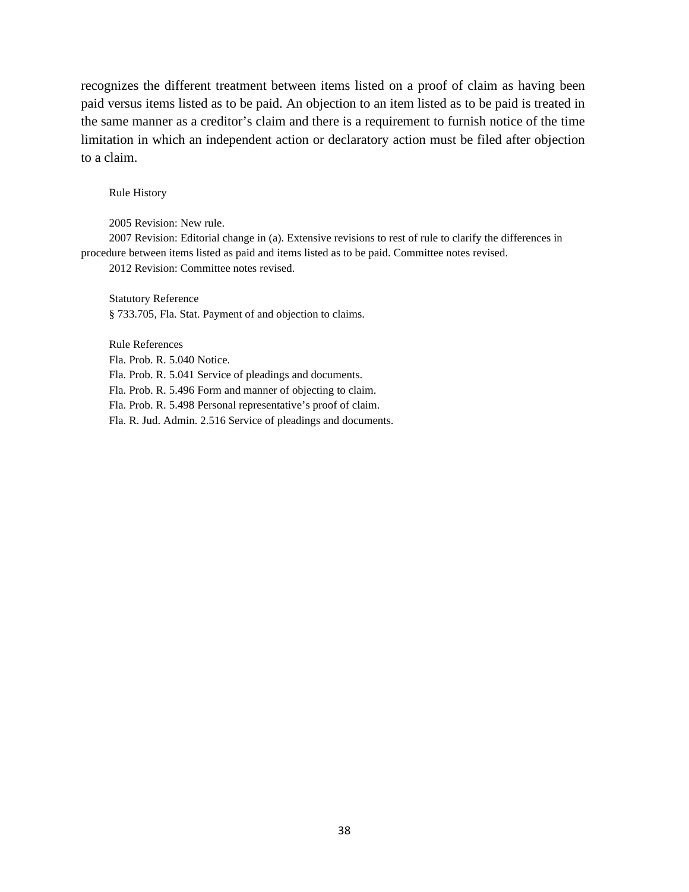recognizes the different treatment between items listed on a proof of claim as having been paid versus items listed as to be paid. An objection to an item listed as to be paid is treated in the same manner as a creditor's claim and there is a requirement to furnish notice of the time limitation in which an independent action or declaratory action must be filed after objection to a claim.

Rule History

2005 Revision: New rule.

2007 Revision: Editorial change in (a). Extensive revisions to rest of rule to clarify the differences in procedure between items listed as paid and items listed as to be paid. Committee notes revised.

2012 Revision: Committee notes revised.

Statutory Reference

§ 733.705, Fla. Stat. Payment of and objection to claims.

Rule References

Fla. Prob. R. 5.040 Notice.

Fla. Prob. R. 5.041 Service of pleadings and documents.

Fla. Prob. R. 5.496 Form and manner of objecting to claim.

Fla. Prob. R. 5.498 Personal representative's proof of claim.

Fla. R. Jud. Admin. 2.516 Service of pleadings and documents.